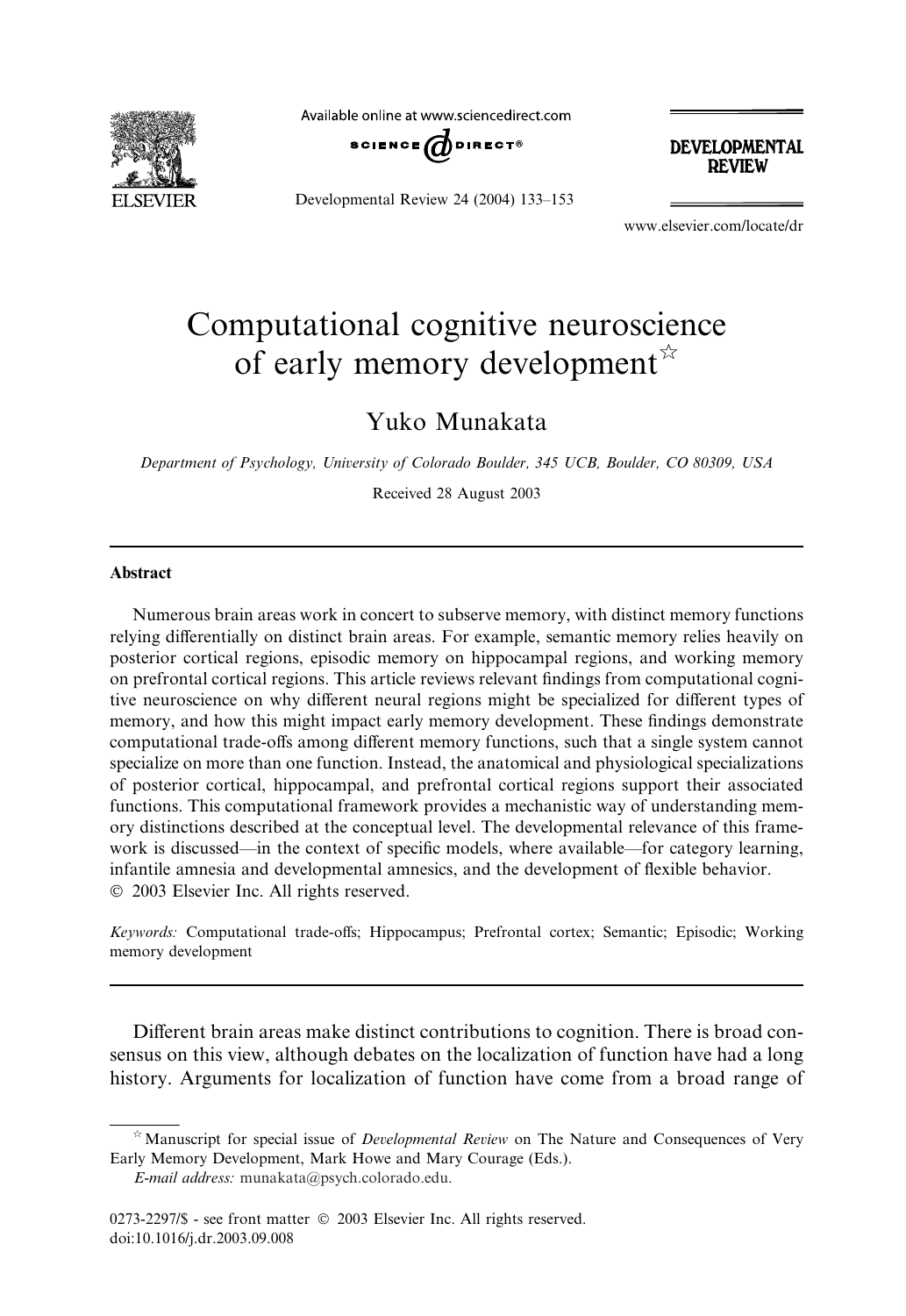# Computational cognitive neuroscience of early memory development ☆

Yuko Munakata

*Department of Psychology, University of Colorado Boulder, 345 UCB, Boulder, CO 80309, USA*

Received 28 August 2003

## Abstract

Numerous brain areas work in concert to subserve memory, with distinct memory functions relying differentially on distinct brain areas. For example, semantic memory relies heavily on posterior cortical regions, episodic memory on hippocampal regions, and working memory on prefrontal cortical regions. This article reviews relevant findings from computational cognitive neuroscience on why different neural regions might be specialized for different types of memory, and how this might impact early memory development. These findings demonstrate computational trade-offs among different memory functions, such that a single system cannot specialize on more than one function. Instead, the anatomical and physiological specializations of posterior cortical, hippocampal, and prefrontal cortical regions support their associated functions. This computational framework provides a mechanistic way of understanding memory distinctions described at the conceptual level. The developmental relevance of this framework is discussed—in the context of specific models, where available—for category learning, infantile amnesia and developmental amnesics, and the development of flexible behavior.
© 2003 Elsevier Inc. All rights reserved.

*Keywords:* Computational trade-offs; Hippocampus; Prefrontal cortex; Semantic; Episodic; Working memory development

Different brain areas make distinct contributions to cognition. There is broad consensus on this view, although debates on the localization of function have had a long history. Arguments for localization of function have come from a broad range of

---

☆ Manuscript for special issue of *Developmental Review* on The Nature and Consequences of Very Early Memory Development, Mark Howe and Mary Courage (Eds.).

*E-mail address:* munakata@psych.colorado.edu.

0273-2297/$ - see front matter © 2003 Elsevier Inc. All rights reserved.
doi:10.1016/j.dr.2003.09.008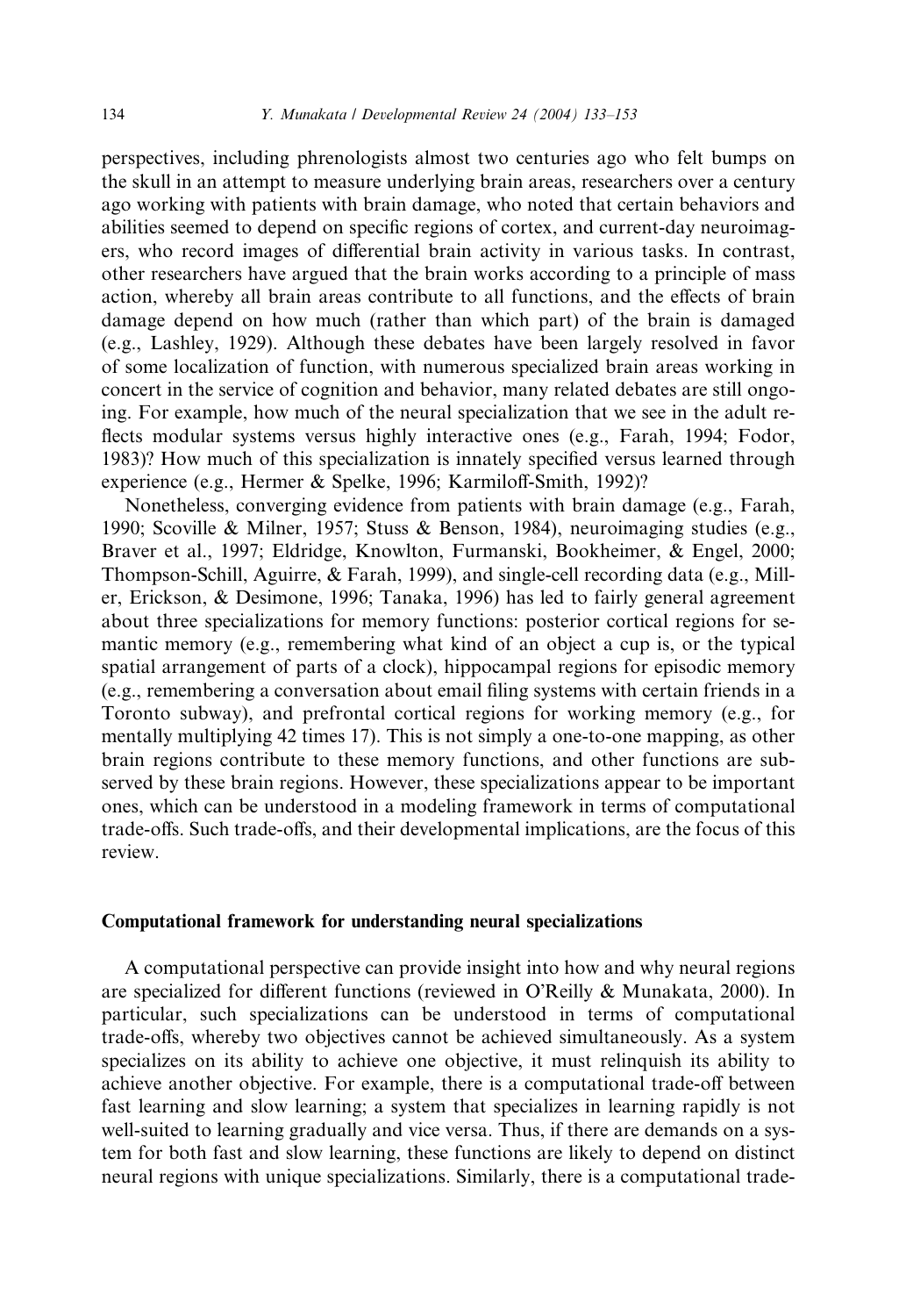perspectives, including phrenologists almost two centuries ago who felt bumps on the skull in an attempt to measure underlying brain areas, researchers over a century ago working with patients with brain damage, who noted that certain behaviors and abilities seemed to depend on specific regions of cortex, and current-day neuroimagers, who record images of differential brain activity in various tasks. In contrast, other researchers have argued that the brain works according to a principle of mass action, whereby all brain areas contribute to all functions, and the effects of brain damage depend on how much (rather than which part) of the brain is damaged (e.g., Lashley, 1929). Although these debates have been largely resolved in favor of some localization of function, with numerous specialized brain areas working in concert in the service of cognition and behavior, many related debates are still ongoing. For example, how much of the neural specialization that we see in the adult reflects modular systems versus highly interactive ones (e.g., Farah, 1994; Fodor, 1983)? How much of this specialization is innately specified versus learned through experience (e.g., Hermer & Spelke, 1996; Karmiloff-Smith, 1992)?

Nonetheless, converging evidence from patients with brain damage (e.g., Farah, 1990; Scoville & Milner, 1957; Stuss & Benson, 1984), neuroimaging studies (e.g., Braver et al., 1997; Eldridge, Knowlton, Furmanski, Bookheimer, & Engel, 2000; Thompson-Schill, Aguirre, & Farah, 1999), and single-cell recording data (e.g., Miller, Erickson, & Desimone, 1996; Tanaka, 1996) has led to fairly general agreement about three specializations for memory functions: posterior cortical regions for semantic memory (e.g., remembering what kind of an object a cup is, or the typical spatial arrangement of parts of a clock), hippocampal regions for episodic memory (e.g., remembering a conversation about email filing systems with certain friends in a Toronto subway), and prefrontal cortical regions for working memory (e.g., for mentally multiplying 42 times 17). This is not simply a one-to-one mapping, as other brain regions contribute to these memory functions, and other functions are subserved by these brain regions. However, these specializations appear to be important ones, which can be understood in a modeling framework in terms of computational trade-offs. Such trade-offs, and their developmental implications, are the focus of this review.

## Computational framework for understanding neural specializations

A computational perspective can provide insight into how and why neural regions are specialized for different functions (reviewed in O'Reilly & Munakata, 2000). In particular, such specializations can be understood in terms of computational trade-offs, whereby two objectives cannot be achieved simultaneously. As a system specializes on its ability to achieve one objective, it must relinquish its ability to achieve another objective. For example, there is a computational trade-off between fast learning and slow learning; a system that specializes in learning rapidly is not well-suited to learning gradually and vice versa. Thus, if there are demands on a system for both fast and slow learning, these functions are likely to depend on distinct neural regions with unique specializations. Similarly, there is a computational trade-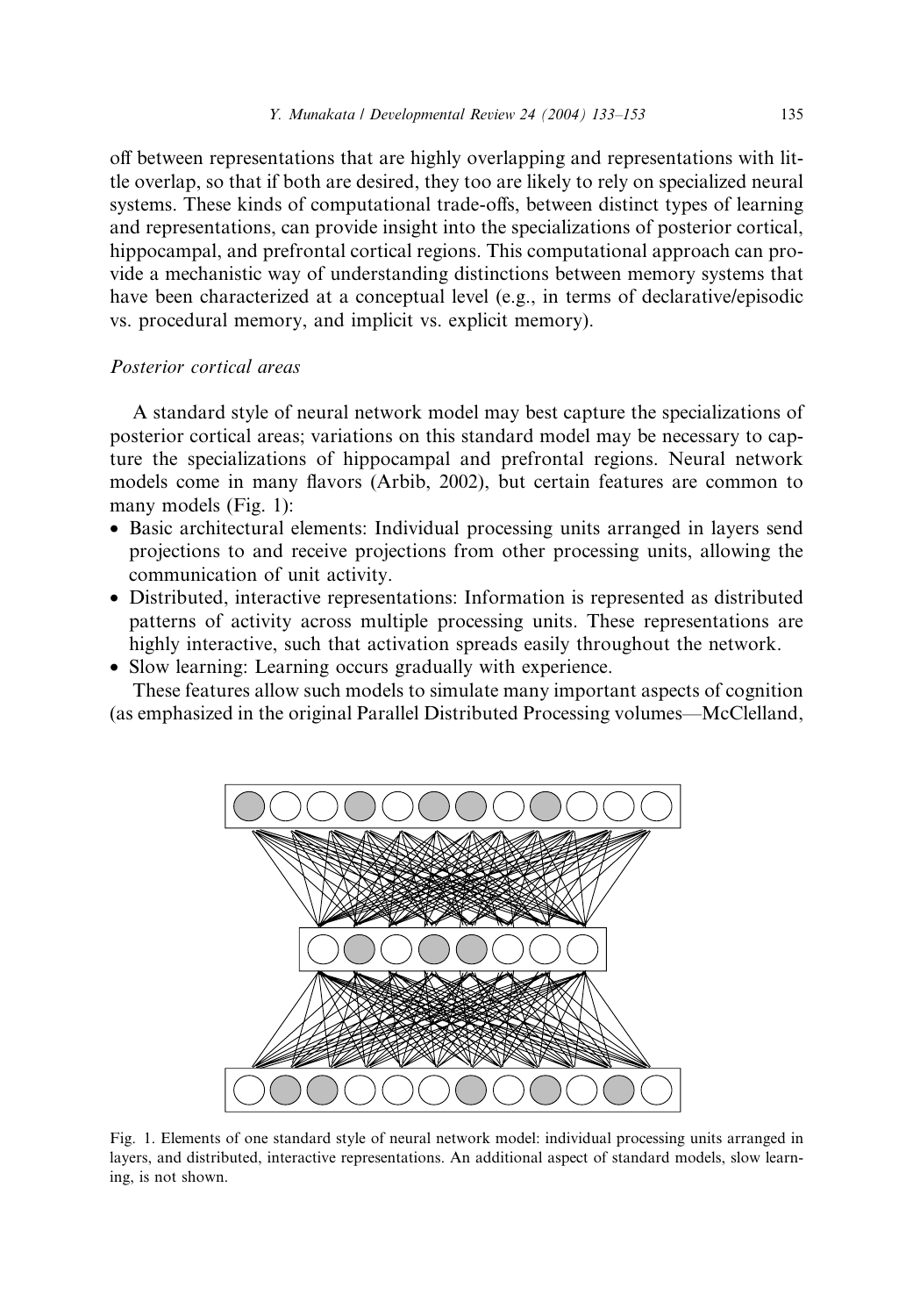off between representations that are highly overlapping and representations with little overlap, so that if both are desired, they too are likely to rely on specialized neural systems. These kinds of computational trade-offs, between distinct types of learning and representations, can provide insight into the specializations of posterior cortical, hippocampal, and prefrontal cortical regions. This computational approach can provide a mechanistic way of understanding distinctions between memory systems that have been characterized at a conceptual level (e.g., in terms of declarative/episodic vs. procedural memory, and implicit vs. explicit memory).

### *Posterior cortical areas*

A standard style of neural network model may best capture the specializations of posterior cortical areas; variations on this standard model may be necessary to capture the specializations of hippocampal and prefrontal regions. Neural network models come in many flavors (Arbib, 2002), but certain features are common to many models (Fig. 1):

- Basic architectural elements: Individual processing units arranged in layers send projections to and receive projections from other processing units, allowing the communication of unit activity.
- Distributed, interactive representations: Information is represented as distributed patterns of activity across multiple processing units. These representations are highly interactive, such that activation spreads easily throughout the network.
- Slow learning: Learning occurs gradually with experience.

These features allow such models to simulate many important aspects of cognition (as emphasized in the original Parallel Distributed Processing volumes—McClelland,

Fig. 1. Elements of one standard style of neural network model: individual processing units arranged in layers, and distributed, interactive representations. An additional aspect of standard models, slow learning, is not shown.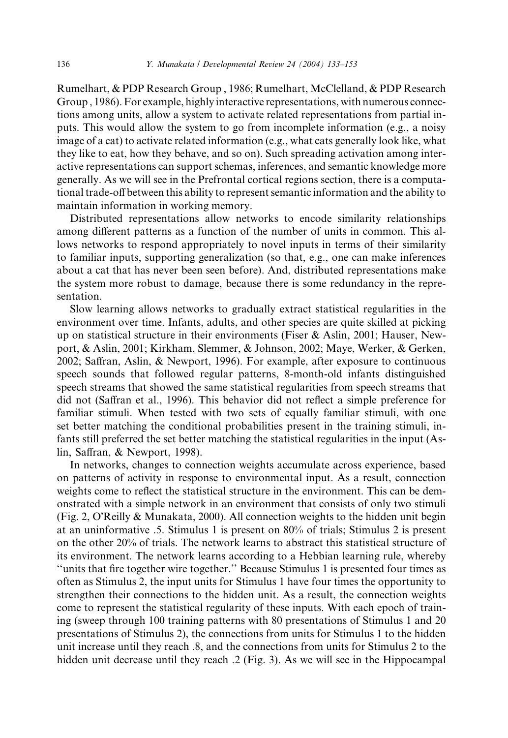Rumelhart, & PDP Research Group , 1986; Rumelhart, McClelland, & PDP Research Group , 1986). For example, highly interactive representations, with numerous connections among units, allow a system to activate related representations from partial inputs. This would allow the system to go from incomplete information (e.g., a noisy image of a cat) to activate related information (e.g., what cats generally look like, what they like to eat, how they behave, and so on). Such spreading activation among interactive representations can support schemas, inferences, and semantic knowledge more generally. As we will see in the Prefrontal cortical regions section, there is a computational trade-off between this ability to represent semantic information and the ability to maintain information in working memory.

Distributed representations allow networks to encode similarity relationships among different patterns as a function of the number of units in common. This allows networks to respond appropriately to novel inputs in terms of their similarity to familiar inputs, supporting generalization (so that, e.g., one can make inferences about a cat that has never been seen before). And, distributed representations make the system more robust to damage, because there is some redundancy in the representation.

Slow learning allows networks to gradually extract statistical regularities in the environment over time. Infants, adults, and other species are quite skilled at picking up on statistical structure in their environments (Fiser & Aslin, 2001; Hauser, Newport, & Aslin, 2001; Kirkham, Slemmer, & Johnson, 2002; Maye, Werker, & Gerken, 2002; Saffran, Aslin, & Newport, 1996). For example, after exposure to continuous speech sounds that followed regular patterns, 8-month-old infants distinguished speech streams that showed the same statistical regularities from speech streams that did not (Saffran et al., 1996). This behavior did not reflect a simple preference for familiar stimuli. When tested with two sets of equally familiar stimuli, with one set better matching the conditional probabilities present in the training stimuli, infants still preferred the set better matching the statistical regularities in the input (Aslin, Saffran, & Newport, 1998).

In networks, changes to connection weights accumulate across experience, based on patterns of activity in response to environmental input. As a result, connection weights come to reflect the statistical structure in the environment. This can be demonstrated with a simple network in an environment that consists of only two stimuli (Fig. 2, O'Reilly & Munakata, 2000). All connection weights to the hidden unit begin at an uninformative .5. Stimulus 1 is present on 80% of trials; Stimulus 2 is present on the other 20% of trials. The network learns to abstract this statistical structure of its environment. The network learns according to a Hebbian learning rule, whereby "units that fire together wire together." Because Stimulus 1 is presented four times as often as Stimulus 2, the input units for Stimulus 1 have four times the opportunity to strengthen their connections to the hidden unit. As a result, the connection weights come to represent the statistical regularity of these inputs. With each epoch of training (sweep through 100 training patterns with 80 presentations of Stimulus 1 and 20 presentations of Stimulus 2), the connections from units for Stimulus 1 to the hidden unit increase until they reach .8, and the connections from units for Stimulus 2 to the hidden unit decrease until they reach .2 (Fig. 3). As we will see in the Hippocampal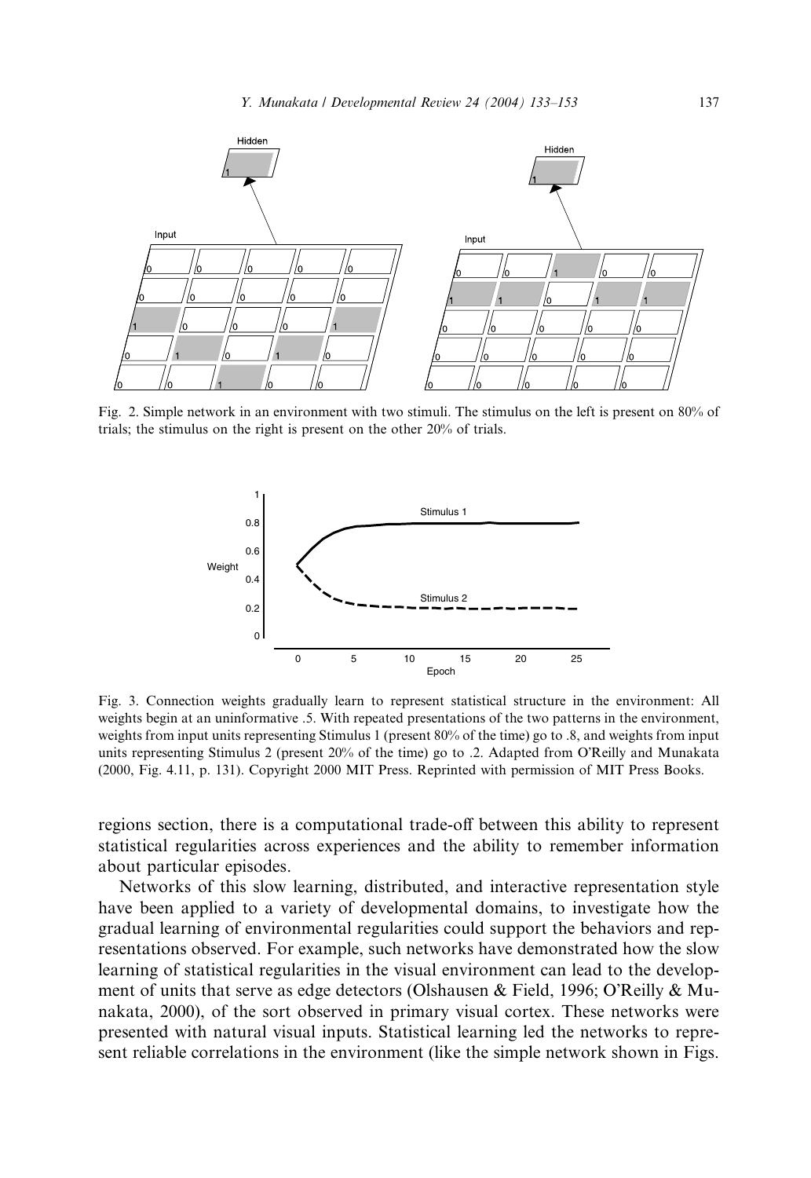Hidden

1

Input

0 0 0 0 0
0 0 0 0 0
1 0 0 0 1
0 1 0 1 0
0 0 1 0 0

Hidden

1

Input

0 0 1 0 0
1 1 0 1 1
0 0 0 0 0
0 0 0 0 0
0 0 0 0 0

Fig. 2. Simple network in an environment with two stimuli. The stimulus on the left is present on 80% of trials; the stimulus on the right is present on the other 20% of trials.

Weight

1
0.8
0.6
0.4
0.2
0

Stimulus 1

Stimulus 2

0 5 10 15 20 25

Epoch

Fig. 3. Connection weights gradually learn to represent statistical structure in the environment: All weights begin at an uninformative .5. With repeated presentations of the two patterns in the environment, weights from input units representing Stimulus 1 (present 80% of the time) go to .8, and weights from input units representing Stimulus 2 (present 20% of the time) go to .2. Adapted from O'Reilly and Munakata (2000, Fig. 4.11, p. 131). Copyright 2000 MIT Press. Reprinted with permission of MIT Press Books.

regions section, there is a computational trade-off between this ability to represent statistical regularities across experiences and the ability to remember information about particular episodes.

Networks of this slow learning, distributed, and interactive representation style have been applied to a variety of developmental domains, to investigate how the gradual learning of environmental regularities could support the behaviors and representations observed. For example, such networks have demonstrated how the slow learning of statistical regularities in the visual environment can lead to the development of units that serve as edge detectors (Olshausen & Field, 1996; O'Reilly & Munakata, 2000), of the sort observed in primary visual cortex. These networks were presented with natural visual inputs. Statistical learning led the networks to represent reliable correlations in the environment (like the simple network shown in Figs.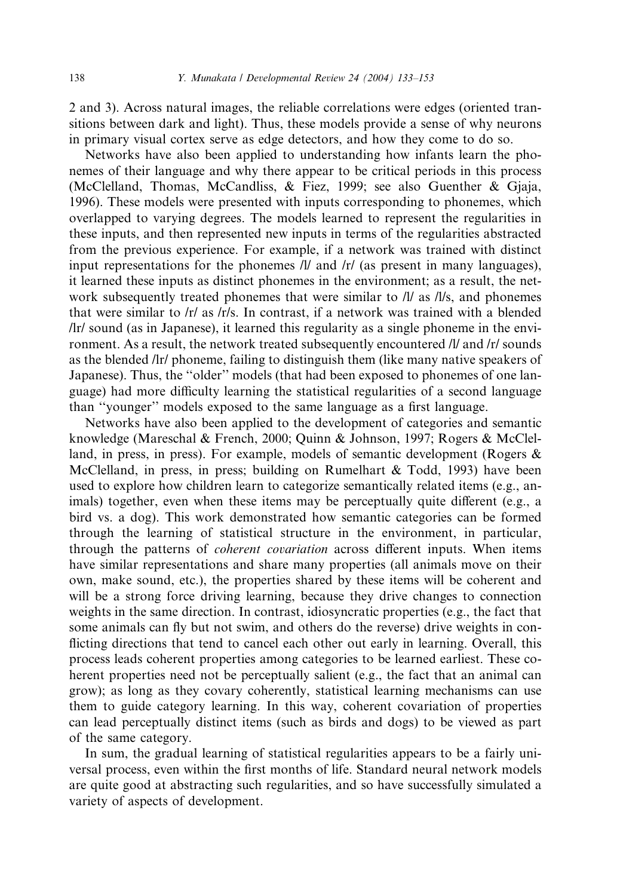2 and 3). Across natural images, the reliable correlations were edges (oriented transitions between dark and light). Thus, these models provide a sense of why neurons in primary visual cortex serve as edge detectors, and how they come to do so.

Networks have also been applied to understanding how infants learn the phonemes of their language and why there appear to be critical periods in this process (McClelland, Thomas, McCandliss, & Fiez, 1999; see also Guenther & Gjaja, 1996). These models were presented with inputs corresponding to phonemes, which overlapped to varying degrees. The models learned to represent the regularities in these inputs, and then represented new inputs in terms of the regularities abstracted from the previous experience. For example, if a network was trained with distinct input representations for the phonemes /l/ and /r/ (as present in many languages), it learned these inputs as distinct phonemes in the environment; as a result, the network subsequently treated phonemes that were similar to /l/ as /l/s, and phonemes that were similar to /r/ as /r/s. In contrast, if a network was trained with a blended /lr/ sound (as in Japanese), it learned this regularity as a single phoneme in the environment. As a result, the network treated subsequently encountered /l/ and /r/ sounds as the blended /lr/ phoneme, failing to distinguish them (like many native speakers of Japanese). Thus, the "older" models (that had been exposed to phonemes of one language) had more difficulty learning the statistical regularities of a second language than "younger" models exposed to the same language as a first language.

Networks have also been applied to the development of categories and semantic knowledge (Mareschal & French, 2000; Quinn & Johnson, 1997; Rogers & McClelland, in press, in press). For example, models of semantic development (Rogers & McClelland, in press, in press; building on Rumelhart & Todd, 1993) have been used to explore how children learn to categorize semantically related items (e.g., animals) together, even when these items may be perceptually quite different (e.g., a bird vs. a dog). This work demonstrated how semantic categories can be formed through the learning of statistical structure in the environment, in particular, through the patterns of *coherent covariation* across different inputs. When items have similar representations and share many properties (all animals move on their own, make sound, etc.), the properties shared by these items will be coherent and will be a strong force driving learning, because they drive changes to connection weights in the same direction. In contrast, idiosyncratic properties (e.g., the fact that some animals can fly but not swim, and others do the reverse) drive weights in conflicting directions that tend to cancel each other out early in learning. Overall, this process leads coherent properties among categories to be learned earliest. These coherent properties need not be perceptually salient (e.g., the fact that an animal can grow); as long as they covary coherently, statistical learning mechanisms can use them to guide category learning. In this way, coherent covariation of properties can lead perceptually distinct items (such as birds and dogs) to be viewed as part of the same category.

In sum, the gradual learning of statistical regularities appears to be a fairly universal process, even within the first months of life. Standard neural network models are quite good at abstracting such regularities, and so have successfully simulated a variety of aspects of development.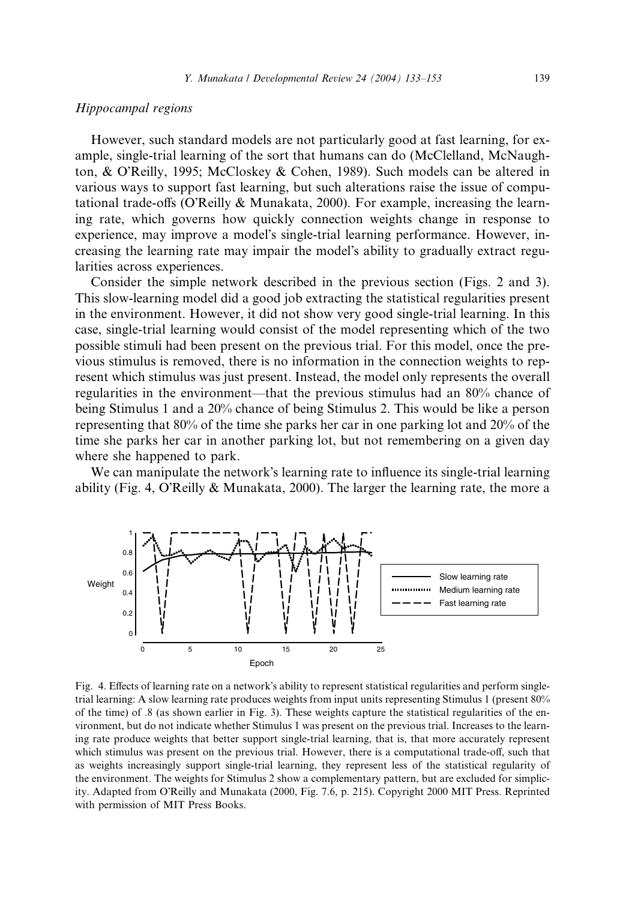### *Hippocampal regions*

However, such standard models are not particularly good at fast learning, for example, single-trial learning of the sort that humans can do (McClelland, McNaughton, & O'Reilly, 1995; McCloskey & Cohen, 1989). Such models can be altered in various ways to support fast learning, but such alterations raise the issue of computational trade-offs (O'Reilly & Munakata, 2000). For example, increasing the learning rate, which governs how quickly connection weights change in response to experience, may improve a model's single-trial learning performance. However, increasing the learning rate may impair the model's ability to gradually extract regularities across experiences.

Consider the simple network described in the previous section (Figs. 2 and 3). This slow-learning model did a good job extracting the statistical regularities present in the environment. However, it did not show very good single-trial learning. In this case, single-trial learning would consist of the model representing which of the two possible stimuli had been present on the previous trial. For this model, once the previous stimulus is removed, there is no information in the connection weights to represent which stimulus was just present. Instead, the model only represents the overall regularities in the environment—that the previous stimulus had an 80% chance of being Stimulus 1 and a 20% chance of being Stimulus 2. This would be like a person representing that 80% of the time she parks her car in one parking lot and 20% of the time she parks her car in another parking lot, but not remembering on a given day where she happened to park.

We can manipulate the network's learning rate to influence its single-trial learning ability (Fig. 4, O'Reilly & Munakata, 2000). The larger the learning rate, the more a

Fig. 4. Effects of learning rate on a network's ability to represent statistical regularities and perform single-trial learning: A slow learning rate produces weights from input units representing Stimulus 1 (present 80% of the time) of .8 (as shown earlier in Fig. 3). These weights capture the statistical regularities of the environment, but do not indicate whether Stimulus 1 was present on the previous trial. Increases to the learning rate produce weights that better support single-trial learning, that is, that more accurately represent which stimulus was present on the previous trial. However, there is a computational trade-off, such that as weights increasingly support single-trial learning, they represent less of the statistical regularity of the environment. The weights for Stimulus 2 show a complementary pattern, but are excluded for simplicity. Adapted from O'Reilly and Munakata (2000, Fig. 7.6, p. 215). Copyright 2000 MIT Press. Reprinted with permission of MIT Press Books.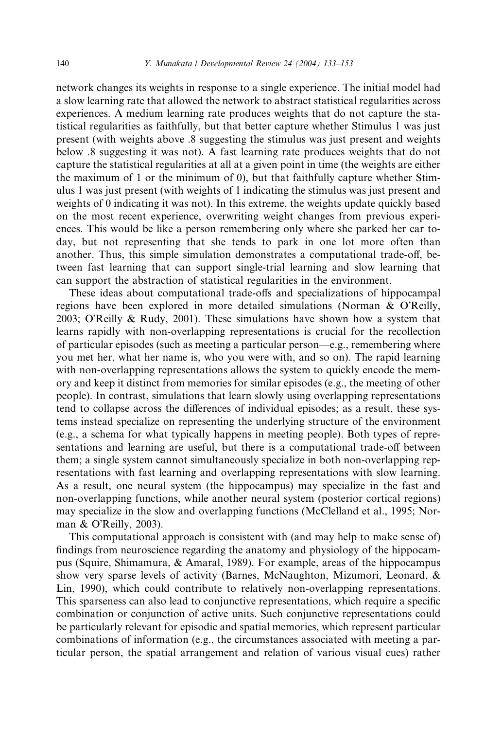network changes its weights in response to a single experience. The initial model had a slow learning rate that allowed the network to abstract statistical regularities across experiences. A medium learning rate produces weights that do not capture the statistical regularities as faithfully, but that better capture whether Stimulus 1 was just present (with weights above .8 suggesting the stimulus was just present and weights below .8 suggesting it was not). A fast learning rate produces weights that do not capture the statistical regularities at all at a given point in time (the weights are either the maximum of 1 or the minimum of 0), but that faithfully capture whether Stimulus 1 was just present (with weights of 1 indicating the stimulus was just present and weights of 0 indicating it was not). In this extreme, the weights update quickly based on the most recent experience, overwriting weight changes from previous experiences. This would be like a person remembering only where she parked her car today, but not representing that she tends to park in one lot more often than another. Thus, this simple simulation demonstrates a computational trade-off, between fast learning that can support single-trial learning and slow learning that can support the abstraction of statistical regularities in the environment.

These ideas about computational trade-offs and specializations of hippocampal regions have been explored in more detailed simulations (Norman & O'Reilly, 2003; O'Reilly & Rudy, 2001). These simulations have shown how a system that learns rapidly with non-overlapping representations is crucial for the recollection of particular episodes (such as meeting a particular person—e.g., remembering where you met her, what her name is, who you were with, and so on). The rapid learning with non-overlapping representations allows the system to quickly encode the memory and keep it distinct from memories for similar episodes (e.g., the meeting of other people). In contrast, simulations that learn slowly using overlapping representations tend to collapse across the differences of individual episodes; as a result, these systems instead specialize on representing the underlying structure of the environment (e.g., a schema for what typically happens in meeting people). Both types of representations and learning are useful, but there is a computational trade-off between them; a single system cannot simultaneously specialize in both non-overlapping representations with fast learning and overlapping representations with slow learning. As a result, one neural system (the hippocampus) may specialize in the fast and non-overlapping functions, while another neural system (posterior cortical regions) may specialize in the slow and overlapping functions (McClelland et al., 1995; Norman & O'Reilly, 2003).

This computational approach is consistent with (and may help to make sense of) findings from neuroscience regarding the anatomy and physiology of the hippocampus (Squire, Shimamura, & Amaral, 1989). For example, areas of the hippocampus show very sparse levels of activity (Barnes, McNaughton, Mizumori, Leonard, & Lin, 1990), which could contribute to relatively non-overlapping representations. This sparseness can also lead to conjunctive representations, which require a specific combination or conjunction of active units. Such conjunctive representations could be particularly relevant for episodic and spatial memories, which represent particular combinations of information (e.g., the circumstances associated with meeting a particular person, the spatial arrangement and relation of various visual cues) rather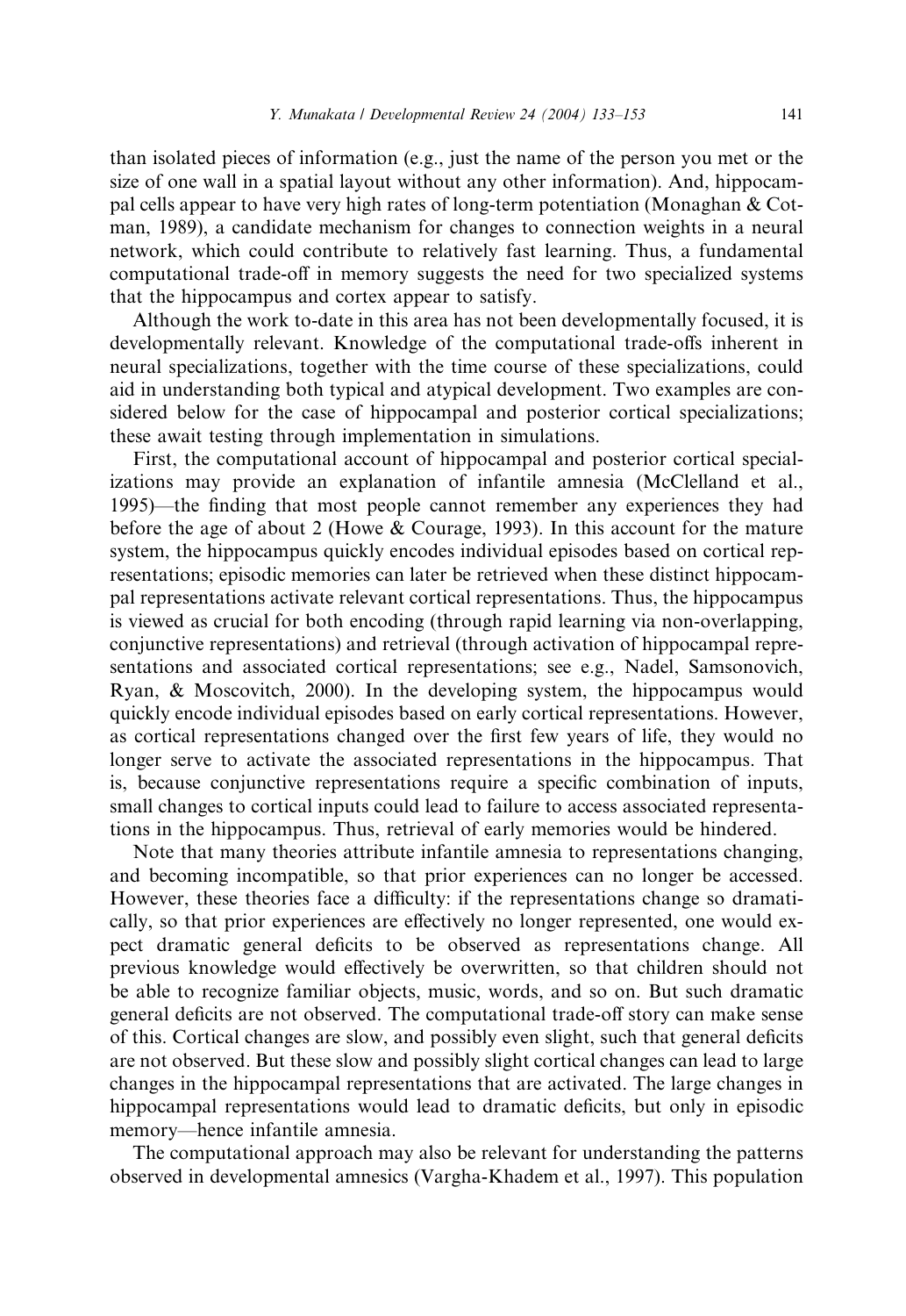than isolated pieces of information (e.g., just the name of the person you met or the size of one wall in a spatial layout without any other information). And, hippocampal cells appear to have very high rates of long-term potentiation (Monaghan & Cotman, 1989), a candidate mechanism for changes to connection weights in a neural network, which could contribute to relatively fast learning. Thus, a fundamental computational trade-off in memory suggests the need for two specialized systems that the hippocampus and cortex appear to satisfy.

Although the work to-date in this area has not been developmentally focused, it is developmentally relevant. Knowledge of the computational trade-offs inherent in neural specializations, together with the time course of these specializations, could aid in understanding both typical and atypical development. Two examples are considered below for the case of hippocampal and posterior cortical specializations; these await testing through implementation in simulations.

First, the computational account of hippocampal and posterior cortical specializations may provide an explanation of infantile amnesia (McClelland et al., 1995)—the finding that most people cannot remember any experiences they had before the age of about 2 (Howe & Courage, 1993). In this account for the mature system, the hippocampus quickly encodes individual episodes based on cortical representations; episodic memories can later be retrieved when these distinct hippocampal representations activate relevant cortical representations. Thus, the hippocampus is viewed as crucial for both encoding (through rapid learning via non-overlapping, conjunctive representations) and retrieval (through activation of hippocampal representations and associated cortical representations; see e.g., Nadel, Samsonovich, Ryan, & Moscovitch, 2000). In the developing system, the hippocampus would quickly encode individual episodes based on early cortical representations. However, as cortical representations changed over the first few years of life, they would no longer serve to activate the associated representations in the hippocampus. That is, because conjunctive representations require a specific combination of inputs, small changes to cortical inputs could lead to failure to access associated representations in the hippocampus. Thus, retrieval of early memories would be hindered.

Note that many theories attribute infantile amnesia to representations changing, and becoming incompatible, so that prior experiences can no longer be accessed. However, these theories face a difficulty: if the representations change so dramatically, so that prior experiences are effectively no longer represented, one would expect dramatic general deficits to be observed as representations change. All previous knowledge would effectively be overwritten, so that children should not be able to recognize familiar objects, music, words, and so on. But such dramatic general deficits are not observed. The computational trade-off story can make sense of this. Cortical changes are slow, and possibly even slight, such that general deficits are not observed. But these slow and possibly slight cortical changes can lead to large changes in the hippocampal representations that are activated. The large changes in hippocampal representations would lead to dramatic deficits, but only in episodic memory—hence infantile amnesia.

The computational approach may also be relevant for understanding the patterns observed in developmental amnesics (Vargha-Khadem et al., 1997). This population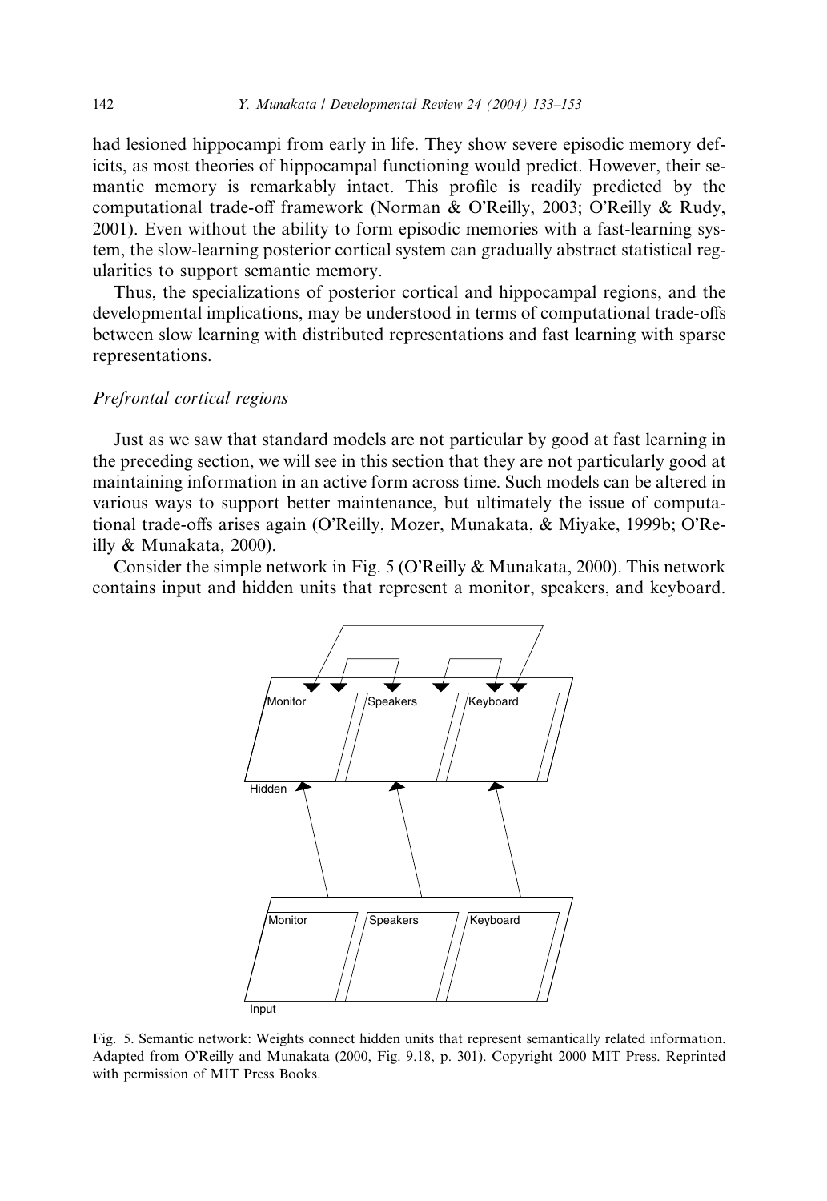had lesioned hippocampi from early in life. They show severe episodic memory deficits, as most theories of hippocampal functioning would predict. However, their semantic memory is remarkably intact. This profile is readily predicted by the computational trade-off framework (Norman & O'Reilly, 2003; O'Reilly & Rudy, 2001). Even without the ability to form episodic memories with a fast-learning system, the slow-learning posterior cortical system can gradually abstract statistical regularities to support semantic memory.

Thus, the specializations of posterior cortical and hippocampal regions, and the developmental implications, may be understood in terms of computational trade-offs between slow learning with distributed representations and fast learning with sparse representations.

### *Prefrontal cortical regions*

Just as we saw that standard models are not particular by good at fast learning in the preceding section, we will see in this section that they are not particularly good at maintaining information in an active form across time. Such models can be altered in various ways to support better maintenance, but ultimately the issue of computational trade-offs arises again (O'Reilly, Mozer, Munakata, & Miyake, 1999b; O'Reilly & Munakata, 2000).

Consider the simple network in Fig. 5 (O'Reilly & Munakata, 2000). This network contains input and hidden units that represent a monitor, speakers, and keyboard.

Monitor
Speakers
Keyboard
Hidden
Monitor
Speakers
Keyboard
Input

Fig. 5. Semantic network: Weights connect hidden units that represent semantically related information. Adapted from O'Reilly and Munakata (2000, Fig. 9.18, p. 301). Copyright 2000 MIT Press. Reprinted with permission of MIT Press Books.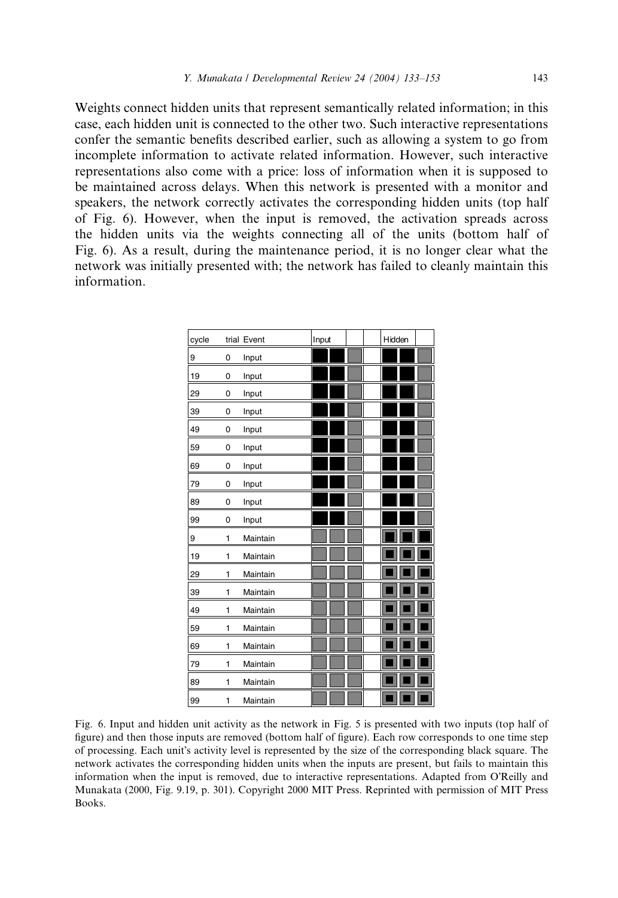Weights connect hidden units that represent semantically related information; in this case, each hidden unit is connected to the other two. Such interactive representations confer the semantic benefits described earlier, such as allowing a system to go from incomplete information to activate related information. However, such interactive representations also come with a price: loss of information when it is supposed to be maintained across delays. When this network is presented with a monitor and speakers, the network correctly activates the corresponding hidden units (top half of Fig. 6). However, when the input is removed, the activation spreads across the hidden units via the weights connecting all of the units (bottom half of Fig. 6). As a result, during the maintenance period, it is no longer clear what the network was initially presented with; the network has failed to cleanly maintain this information.

cycle trial Event Input Hidden

9 0 Input

19 0 Input

29 0 Input

39 0 Input

49 0 Input

59 0 Input

69 0 Input

79 0 Input

89 0 Input

99 0 Input

9 1 Maintain

19 1 Maintain

29 1 Maintain

39 1 Maintain

49 1 Maintain

59 1 Maintain

69 1 Maintain

79 1 Maintain

89 1 Maintain

99 1 Maintain

Fig. 6. Input and hidden unit activity as the network in Fig. 5 is presented with two inputs (top half of figure) and then those inputs are removed (bottom half of figure). Each row corresponds to one time step of processing. Each unit's activity level is represented by the size of the corresponding black square. The network activates the corresponding hidden units when the inputs are present, but fails to maintain this information when the input is removed, due to interactive representations. Adapted from O'Reilly and Munakata (2000, Fig. 9.19, p. 301). Copyright 2000 MIT Press. Reprinted with permission of MIT Press Books.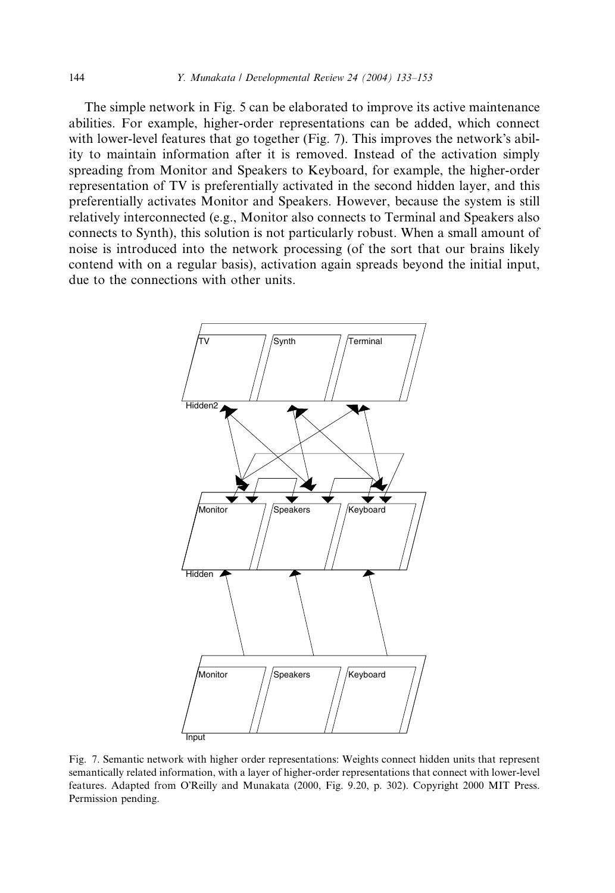The simple network in Fig. 5 can be elaborated to improve its active maintenance abilities. For example, higher-order representations can be added, which connect with lower-level features that go together (Fig. 7). This improves the network's ability to maintain information after it is removed. Instead of the activation simply spreading from Monitor and Speakers to Keyboard, for example, the higher-order representation of TV is preferentially activated in the second hidden layer, and this preferentially activates Monitor and Speakers. However, because the system is still relatively interconnected (e.g., Monitor also connects to Terminal and Speakers also connects to Synth), this solution is not particularly robust. When a small amount of noise is introduced into the network processing (of the sort that our brains likely contend with on a regular basis), activation again spreads beyond the initial input, due to the connections with other units.

TV
Synth
Terminal
Hidden2
Monitor
Speakers
Keyboard
Hidden
Monitor
Speakers
Keyboard
Input

Fig. 7. Semantic network with higher order representations: Weights connect hidden units that represent semantically related information, with a layer of higher-order representations that connect with lower-level features. Adapted from O'Reilly and Munakata (2000, Fig. 9.20, p. 302). Copyright 2000 MIT Press. Permission pending.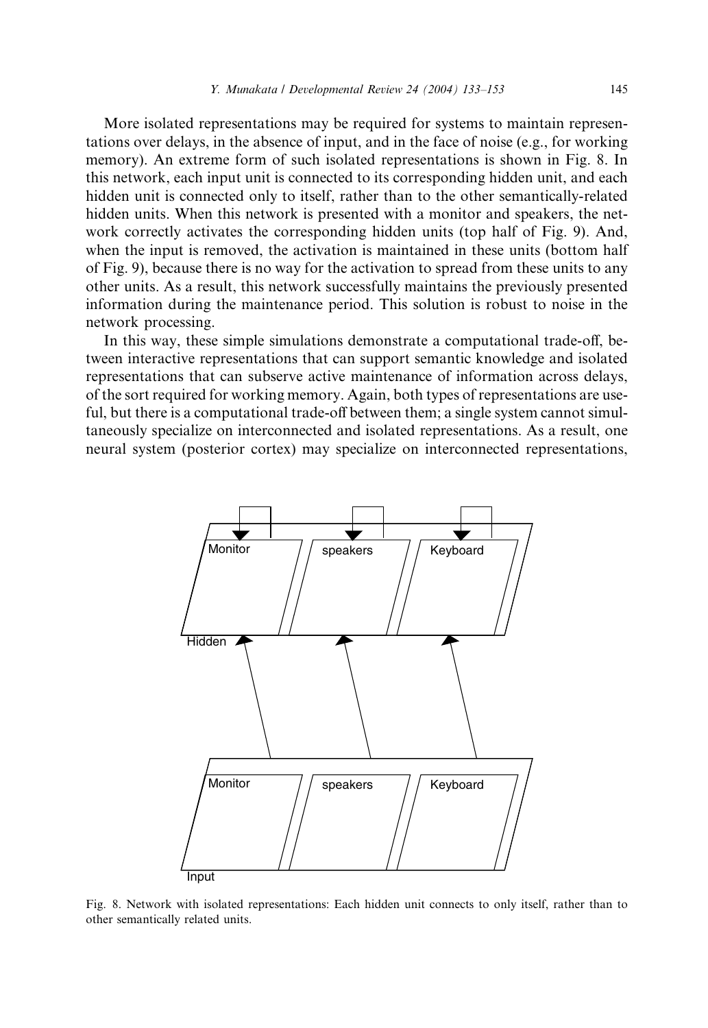More isolated representations may be required for systems to maintain representations over delays, in the absence of input, and in the face of noise (e.g., for working memory). An extreme form of such isolated representations is shown in Fig. 8. In this network, each input unit is connected to its corresponding hidden unit, and each hidden unit is connected only to itself, rather than to the other semantically-related hidden units. When this network is presented with a monitor and speakers, the network correctly activates the corresponding hidden units (top half of Fig. 9). And, when the input is removed, the activation is maintained in these units (bottom half of Fig. 9), because there is no way for the activation to spread from these units to any other units. As a result, this network successfully maintains the previously presented information during the maintenance period. This solution is robust to noise in the network processing.

In this way, these simple simulations demonstrate a computational trade-off, between interactive representations that can support semantic knowledge and isolated representations that can subserve active maintenance of information across delays, of the sort required for working memory. Again, both types of representations are useful, but there is a computational trade-off between them; a single system cannot simultaneously specialize on interconnected and isolated representations. As a result, one neural system (posterior cortex) may specialize on interconnected representations,

Fig. 8. Network with isolated representations: Each hidden unit connects to only itself, rather than to other semantically related units.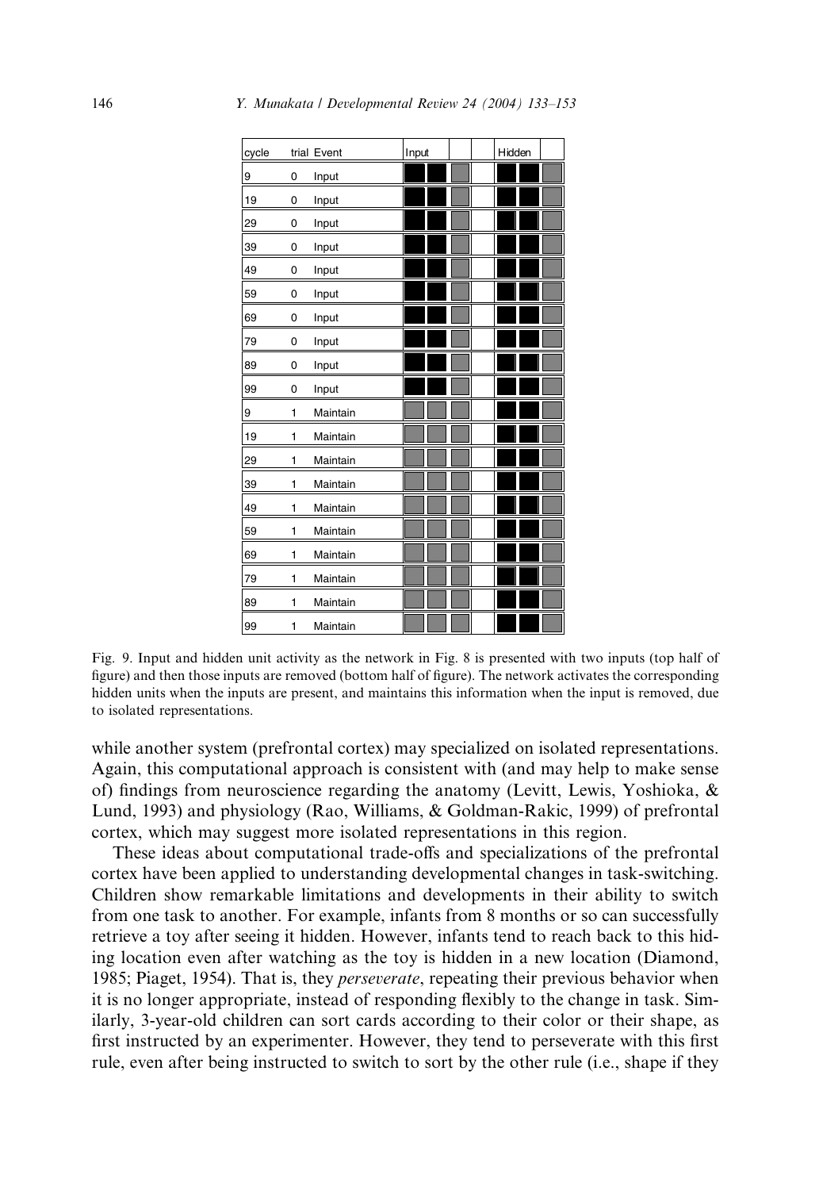cycle trial Event Input Hidden

9 0 Input

19 0 Input

29 0 Input

39 0 Input

49 0 Input

59 0 Input

69 0 Input

79 0 Input

89 0 Input

99 0 Input

9 1 Maintain

19 1 Maintain

29 1 Maintain

39 1 Maintain

49 1 Maintain

59 1 Maintain

69 1 Maintain

79 1 Maintain

89 1 Maintain

99 1 Maintain

Fig. 9. Input and hidden unit activity as the network in Fig. 8 is presented with two inputs (top half of figure) and then those inputs are removed (bottom half of figure). The network activates the corresponding hidden units when the inputs are present, and maintains this information when the input is removed, due to isolated representations.

while another system (prefrontal cortex) may specialized on isolated representations. Again, this computational approach is consistent with (and may help to make sense of) findings from neuroscience regarding the anatomy (Levitt, Lewis, Yoshioka, & Lund, 1993) and physiology (Rao, Williams, & Goldman-Rakic, 1999) of prefrontal cortex, which may suggest more isolated representations in this region.

These ideas about computational trade-offs and specializations of the prefrontal cortex have been applied to understanding developmental changes in task-switching. Children show remarkable limitations and developments in their ability to switch from one task to another. For example, infants from 8 months or so can successfully retrieve a toy after seeing it hidden. However, infants tend to reach back to this hiding location even after watching as the toy is hidden in a new location (Diamond, 1985; Piaget, 1954). That is, they *perseverate*, repeating their previous behavior when it is no longer appropriate, instead of responding flexibly to the change in task. Similarly, 3-year-old children can sort cards according to their color or their shape, as first instructed by an experimenter. However, they tend to perseverate with this first rule, even after being instructed to switch to sort by the other rule (i.e., shape if they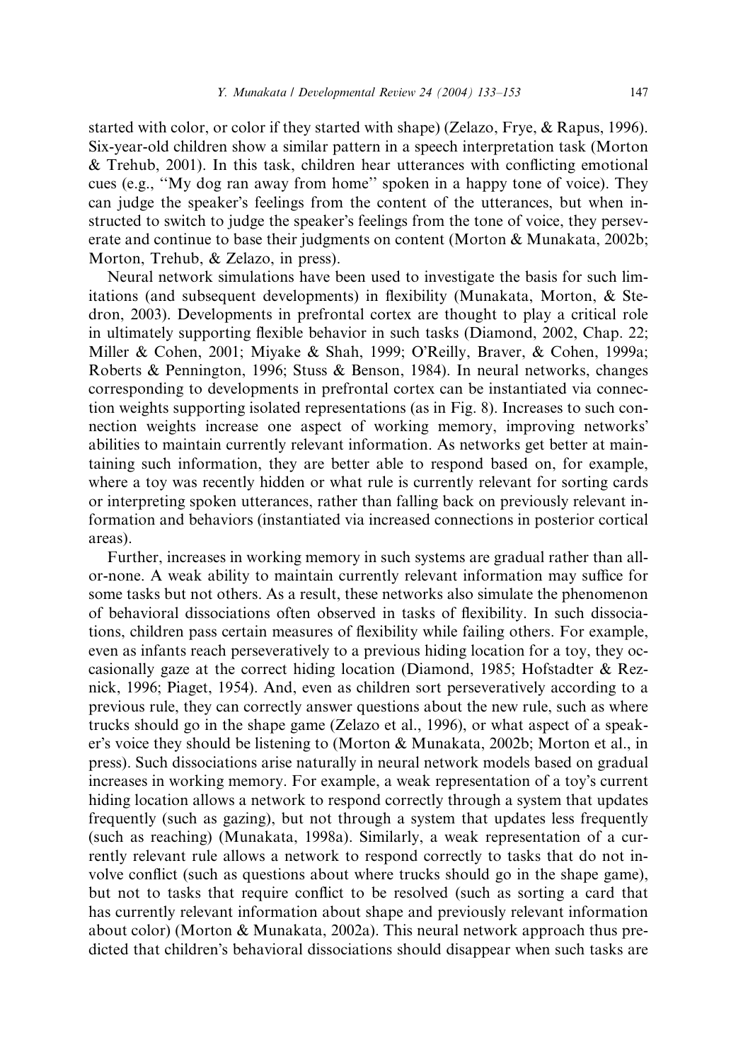started with color, or color if they started with shape) (Zelazo, Frye, & Rapus, 1996). Six-year-old children show a similar pattern in a speech interpretation task (Morton & Trehub, 2001). In this task, children hear utterances with conflicting emotional cues (e.g., "My dog ran away from home" spoken in a happy tone of voice). They can judge the speaker's feelings from the content of the utterances, but when instructed to switch to judge the speaker's feelings from the tone of voice, they perseverate and continue to base their judgments on content (Morton & Munakata, 2002b; Morton, Trehub, & Zelazo, in press).

Neural network simulations have been used to investigate the basis for such limitations (and subsequent developments) in flexibility (Munakata, Morton, & Stedron, 2003). Developments in prefrontal cortex are thought to play a critical role in ultimately supporting flexible behavior in such tasks (Diamond, 2002, Chap. 22; Miller & Cohen, 2001; Miyake & Shah, 1999; O'Reilly, Braver, & Cohen, 1999a; Roberts & Pennington, 1996; Stuss & Benson, 1984). In neural networks, changes corresponding to developments in prefrontal cortex can be instantiated via connection weights supporting isolated representations (as in Fig. 8). Increases to such connection weights increase one aspect of working memory, improving networks' abilities to maintain currently relevant information. As networks get better at maintaining such information, they are better able to respond based on, for example, where a toy was recently hidden or what rule is currently relevant for sorting cards or interpreting spoken utterances, rather than falling back on previously relevant information and behaviors (instantiated via increased connections in posterior cortical areas).

Further, increases in working memory in such systems are gradual rather than all-or-none. A weak ability to maintain currently relevant information may suffice for some tasks but not others. As a result, these networks also simulate the phenomenon of behavioral dissociations often observed in tasks of flexibility. In such dissociations, children pass certain measures of flexibility while failing others. For example, even as infants reach perseveratively to a previous hiding location for a toy, they occasionally gaze at the correct hiding location (Diamond, 1985; Hofstadter & Reznick, 1996; Piaget, 1954). And, even as children sort perseveratively according to a previous rule, they can correctly answer questions about the new rule, such as where trucks should go in the shape game (Zelazo et al., 1996), or what aspect of a speaker's voice they should be listening to (Morton & Munakata, 2002b; Morton et al., in press). Such dissociations arise naturally in neural network models based on gradual increases in working memory. For example, a weak representation of a toy's current hiding location allows a network to respond correctly through a system that updates frequently (such as gazing), but not through a system that updates less frequently (such as reaching) (Munakata, 1998a). Similarly, a weak representation of a currently relevant rule allows a network to respond correctly to tasks that do not involve conflict (such as questions about where trucks should go in the shape game), but not to tasks that require conflict to be resolved (such as sorting a card that has currently relevant information about shape and previously relevant information about color) (Morton & Munakata, 2002a). This neural network approach thus predicted that children's behavioral dissociations should disappear when such tasks are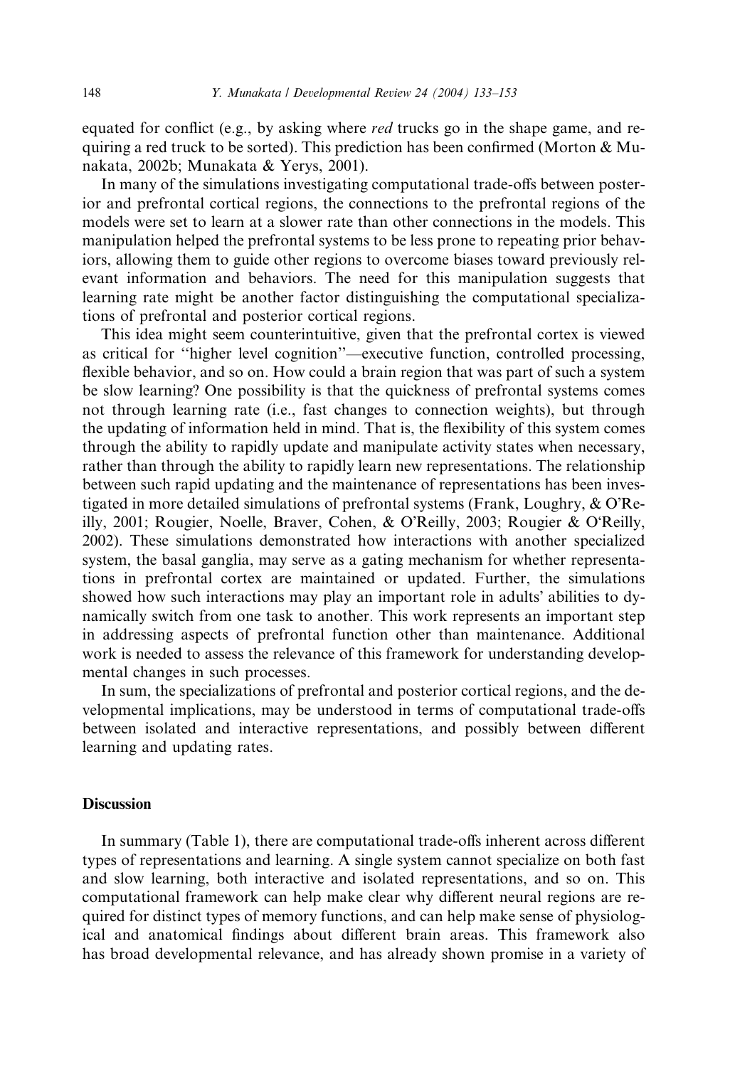equated for conflict (e.g., by asking where *red* trucks go in the shape game, and requiring a red truck to be sorted). This prediction has been confirmed (Morton & Munakata, 2002b; Munakata & Yerys, 2001).

In many of the simulations investigating computational trade-offs between posterior and prefrontal cortical regions, the connections to the prefrontal regions of the models were set to learn at a slower rate than other connections in the models. This manipulation helped the prefrontal systems to be less prone to repeating prior behaviors, allowing them to guide other regions to overcome biases toward previously relevant information and behaviors. The need for this manipulation suggests that learning rate might be another factor distinguishing the computational specializations of prefrontal and posterior cortical regions.

This idea might seem counterintuitive, given that the prefrontal cortex is viewed as critical for ''higher level cognition''—executive function, controlled processing, flexible behavior, and so on. How could a brain region that was part of such a system be slow learning? One possibility is that the quickness of prefrontal systems comes not through learning rate (i.e., fast changes to connection weights), but through the updating of information held in mind. That is, the flexibility of this system comes through the ability to rapidly update and manipulate activity states when necessary, rather than through the ability to rapidly learn new representations. The relationship between such rapid updating and the maintenance of representations has been investigated in more detailed simulations of prefrontal systems (Frank, Loughry, & O'Reilly, 2001; Rougier, Noelle, Braver, Cohen, & O'Reilly, 2003; Rougier & O'Reilly, 2002). These simulations demonstrated how interactions with another specialized system, the basal ganglia, may serve as a gating mechanism for whether representations in prefrontal cortex are maintained or updated. Further, the simulations showed how such interactions may play an important role in adults' abilities to dynamically switch from one task to another. This work represents an important step in addressing aspects of prefrontal function other than maintenance. Additional work is needed to assess the relevance of this framework for understanding developmental changes in such processes.

In sum, the specializations of prefrontal and posterior cortical regions, and the developmental implications, may be understood in terms of computational trade-offs between isolated and interactive representations, and possibly between different learning and updating rates.

## Discussion

In summary (Table 1), there are computational trade-offs inherent across different types of representations and learning. A single system cannot specialize on both fast and slow learning, both interactive and isolated representations, and so on. This computational framework can help make clear why different neural regions are required for distinct types of memory functions, and can help make sense of physiological and anatomical findings about different brain areas. This framework also has broad developmental relevance, and has already shown promise in a variety of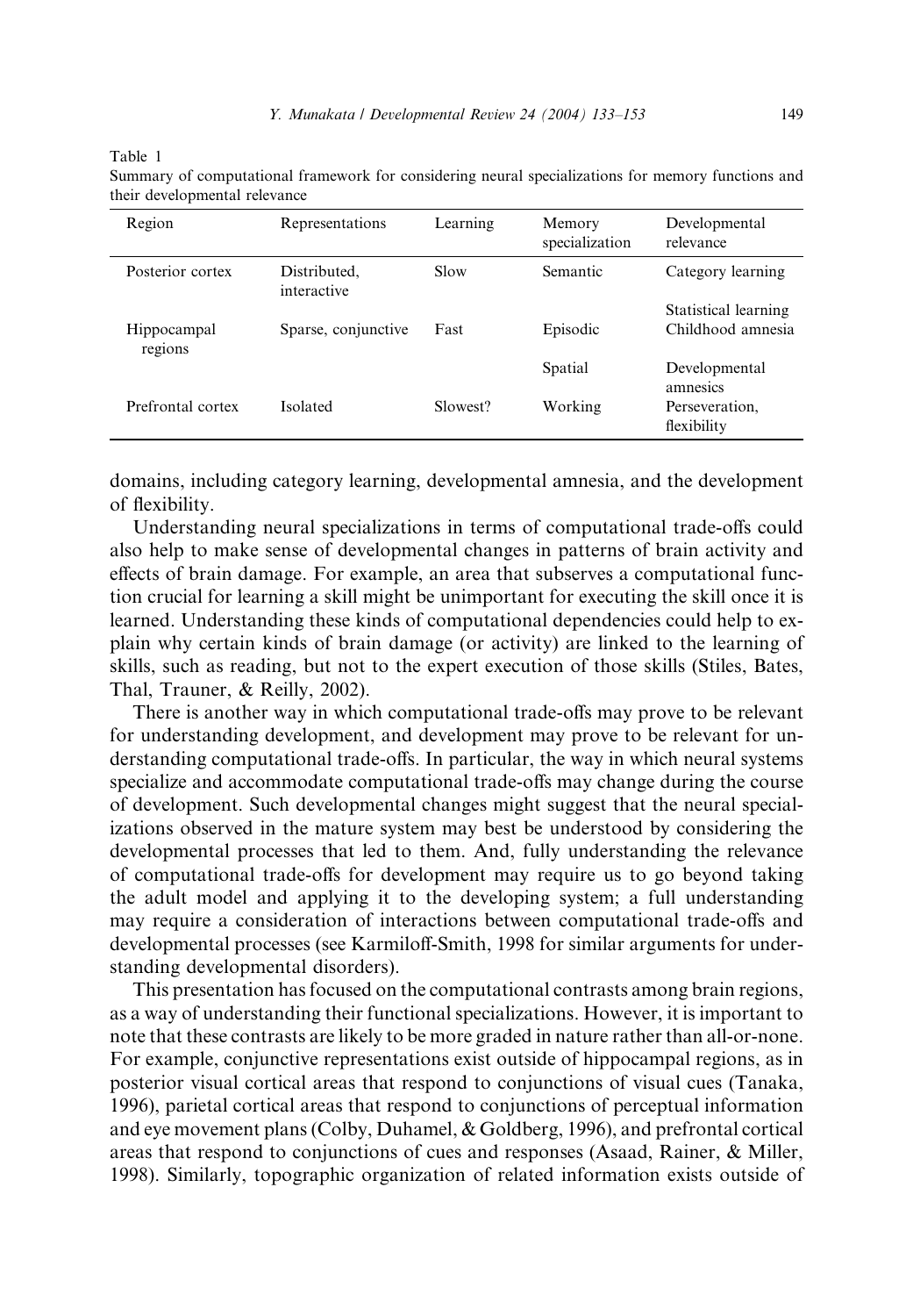Table 1
Summary of computational framework for considering neural specializations for memory functions and their developmental relevance

| Region | Representations | Learning | Memory specialization | Developmental relevance |
|---|---|---|---|---|
| Posterior cortex | Distributed, interactive | Slow | Semantic | Category learning |
| | | | | Statistical learning |
| Hippocampal regions | Sparse, conjunctive | Fast | Episodic | Childhood amnesia |
| | | | Spatial | Developmental amnesics |
| Prefrontal cortex | Isolated | Slowest? | Working | Perseveration, flexibility |

domains, including category learning, developmental amnesia, and the development of flexibility.

Understanding neural specializations in terms of computational trade-offs could also help to make sense of developmental changes in patterns of brain activity and effects of brain damage. For example, an area that subserves a computational function crucial for learning a skill might be unimportant for executing the skill once it is learned. Understanding these kinds of computational dependencies could help to explain why certain kinds of brain damage (or activity) are linked to the learning of skills, such as reading, but not to the expert execution of those skills (Stiles, Bates, Thal, Trauner, & Reilly, 2002).

There is another way in which computational trade-offs may prove to be relevant for understanding development, and development may prove to be relevant for understanding computational trade-offs. In particular, the way in which neural systems specialize and accommodate computational trade-offs may change during the course of development. Such developmental changes might suggest that the neural specializations observed in the mature system may best be understood by considering the developmental processes that led to them. And, fully understanding the relevance of computational trade-offs for development may require us to go beyond taking the adult model and applying it to the developing system; a full understanding may require a consideration of interactions between computational trade-offs and developmental processes (see Karmiloff-Smith, 1998 for similar arguments for understanding developmental disorders).

This presentation has focused on the computational contrasts among brain regions, as a way of understanding their functional specializations. However, it is important to note that these contrasts are likely to be more graded in nature rather than all-or-none. For example, conjunctive representations exist outside of hippocampal regions, as in posterior visual cortical areas that respond to conjunctions of visual cues (Tanaka, 1996), parietal cortical areas that respond to conjunctions of perceptual information and eye movement plans (Colby, Duhamel, & Goldberg, 1996), and prefrontal cortical areas that respond to conjunctions of cues and responses (Asaad, Rainer, & Miller, 1998). Similarly, topographic organization of related information exists outside of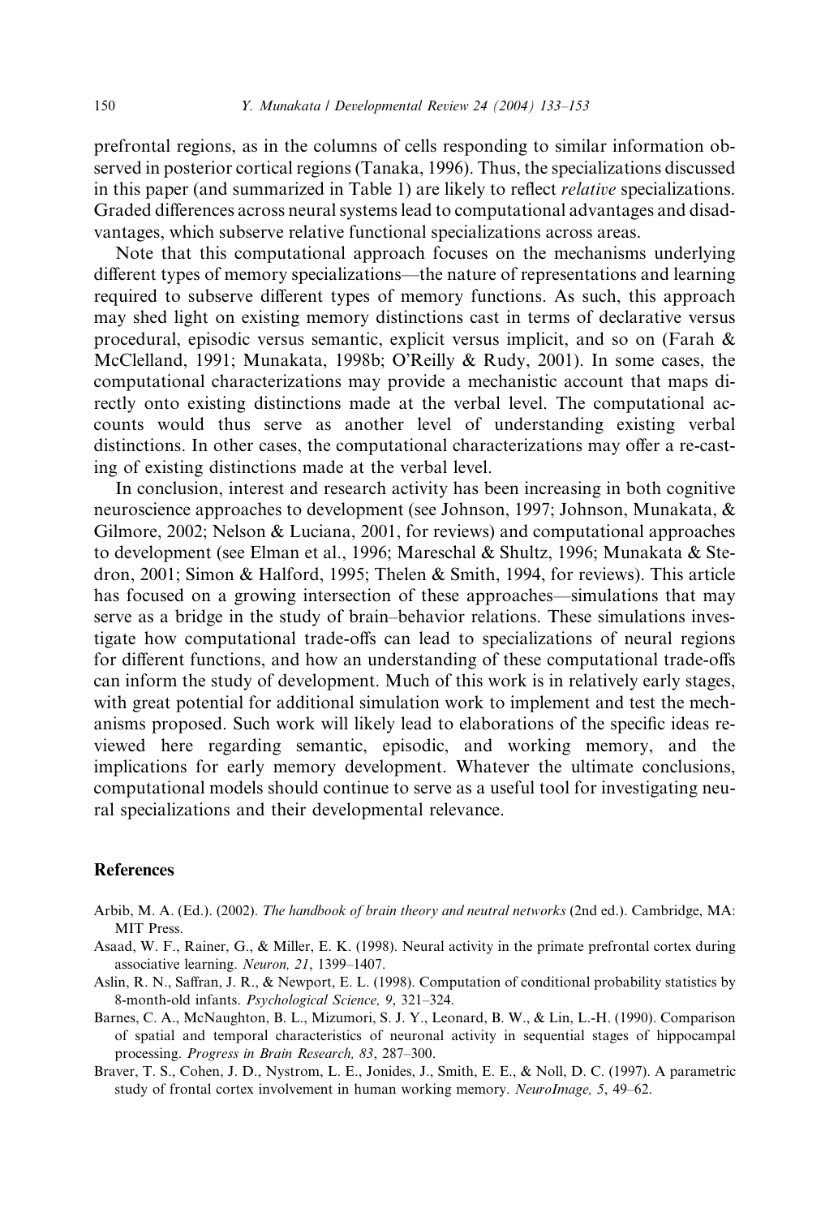prefrontal regions, as in the columns of cells responding to similar information observed in posterior cortical regions (Tanaka, 1996). Thus, the specializations discussed in this paper (and summarized in Table 1) are likely to reflect *relative* specializations. Graded differences across neural systems lead to computational advantages and disadvantages, which subserve relative functional specializations across areas.

Note that this computational approach focuses on the mechanisms underlying different types of memory specializations—the nature of representations and learning required to subserve different types of memory functions. As such, this approach may shed light on existing memory distinctions cast in terms of declarative versus procedural, episodic versus semantic, explicit versus implicit, and so on (Farah & McClelland, 1991; Munakata, 1998b; O'Reilly & Rudy, 2001). In some cases, the computational characterizations may provide a mechanistic account that maps directly onto existing distinctions made at the verbal level. The computational accounts would thus serve as another level of understanding existing verbal distinctions. In other cases, the computational characterizations may offer a re-casting of existing distinctions made at the verbal level.

In conclusion, interest and research activity has been increasing in both cognitive neuroscience approaches to development (see Johnson, 1997; Johnson, Munakata, & Gilmore, 2002; Nelson & Luciana, 2001, for reviews) and computational approaches to development (see Elman et al., 1996; Mareschal & Shultz, 1996; Munakata & Stedron, 2001; Simon & Halford, 1995; Thelen & Smith, 1994, for reviews). This article has focused on a growing intersection of these approaches—simulations that may serve as a bridge in the study of brain–behavior relations. These simulations investigate how computational trade-offs can lead to specializations of neural regions for different functions, and how an understanding of these computational trade-offs can inform the study of development. Much of this work is in relatively early stages, with great potential for additional simulation work to implement and test the mechanisms proposed. Such work will likely lead to elaborations of the specific ideas reviewed here regarding semantic, episodic, and working memory, and the implications for early memory development. Whatever the ultimate conclusions, computational models should continue to serve as a useful tool for investigating neural specializations and their developmental relevance.

## References

Arbib, M. A. (Ed.). (2002). *The handbook of brain theory and neutral networks* (2nd ed.). Cambridge, MA: MIT Press.

Asaad, W. F., Rainer, G., & Miller, E. K. (1998). Neural activity in the primate prefrontal cortex during associative learning. *Neuron, 21*, 1399–1407.

Aslin, R. N., Saffran, J. R., & Newport, E. L. (1998). Computation of conditional probability statistics by 8-month-old infants. *Psychological Science, 9*, 321–324.

Barnes, C. A., McNaughton, B. L., Mizumori, S. J. Y., Leonard, B. W., & Lin, L.-H. (1990). Comparison of spatial and temporal characteristics of neuronal activity in sequential stages of hippocampal processing. *Progress in Brain Research, 83*, 287–300.

Braver, T. S., Cohen, J. D., Nystrom, L. E., Jonides, J., Smith, E. E., & Noll, D. C. (1997). A parametric study of frontal cortex involvement in human working memory. *NeuroImage, 5*, 49–62.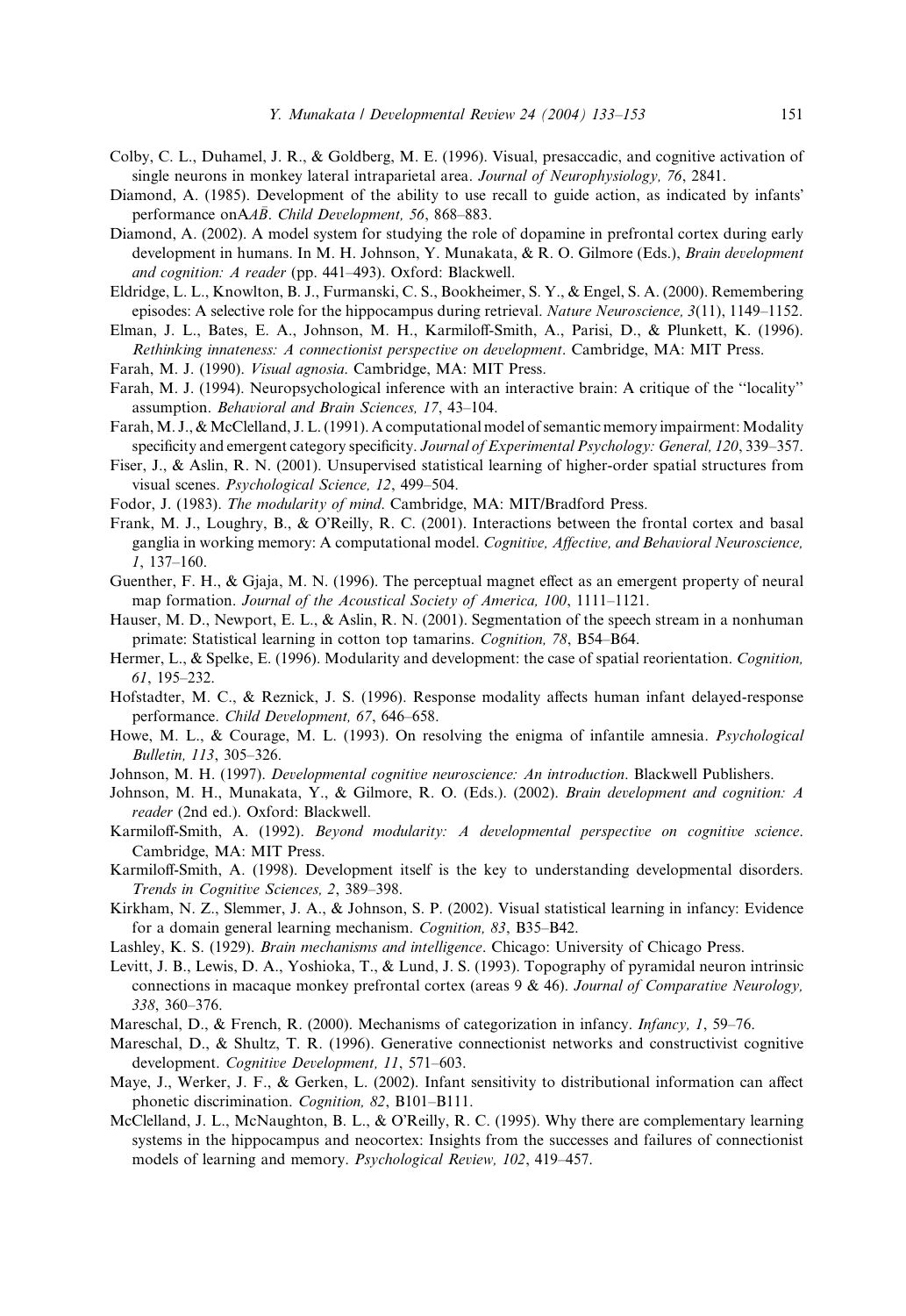Colby, C. L., Duhamel, J. R., & Goldberg, M. E. (1996). Visual, presaccadic, and cognitive activation of single neurons in monkey lateral intraparietal area. *Journal of Neurophysiology, 76*, 2841.

Diamond, A. (1985). Development of the ability to use recall to guide action, as indicated by infants' performance on$A\bar{B}$. *Child Development, 56*, 868–883.

Diamond, A. (2002). A model system for studying the role of dopamine in prefrontal cortex during early development in humans. In M. H. Johnson, Y. Munakata, & R. O. Gilmore (Eds.), *Brain development and cognition: A reader* (pp. 441–493). Oxford: Blackwell.

Eldridge, L. L., Knowlton, B. J., Furmanski, C. S., Bookheimer, S. Y., & Engel, S. A. (2000). Remembering episodes: A selective role for the hippocampus during retrieval. *Nature Neuroscience, 3*(11), 1149–1152.

Elman, J. L., Bates, E. A., Johnson, M. H., Karmiloff-Smith, A., Parisi, D., & Plunkett, K. (1996). *Rethinking innateness: A connectionist perspective on development*. Cambridge, MA: MIT Press.

Farah, M. J. (1990). *Visual agnosia*. Cambridge, MA: MIT Press.

Farah, M. J. (1994). Neuropsychological inference with an interactive brain: A critique of the "locality" assumption. *Behavioral and Brain Sciences, 17*, 43–104.

Farah, M. J., & McClelland, J. L. (1991). A computational model of semantic memory impairment: Modality specificity and emergent category specificity. *Journal of Experimental Psychology: General, 120*, 339–357.

Fiser, J., & Aslin, R. N. (2001). Unsupervised statistical learning of higher-order spatial structures from visual scenes. *Psychological Science, 12*, 499–504.

Fodor, J. (1983). *The modularity of mind*. Cambridge, MA: MIT/Bradford Press.

Frank, M. J., Loughry, B., & O'Reilly, R. C. (2001). Interactions between the frontal cortex and basal ganglia in working memory: A computational model. *Cognitive, Affective, and Behavioral Neuroscience, 1*, 137–160.

Guenther, F. H., & Gjaja, M. N. (1996). The perceptual magnet effect as an emergent property of neural map formation. *Journal of the Acoustical Society of America, 100*, 1111–1121.

Hauser, M. D., Newport, E. L., & Aslin, R. N. (2001). Segmentation of the speech stream in a nonhuman primate: Statistical learning in cotton top tamarins. *Cognition, 78*, B54–B64.

Hermer, L., & Spelke, E. (1996). Modularity and development: the case of spatial reorientation. *Cognition, 61*, 195–232.

Hofstadter, M. C., & Reznick, J. S. (1996). Response modality affects human infant delayed-response performance. *Child Development, 67*, 646–658.

Howe, M. L., & Courage, M. L. (1993). On resolving the enigma of infantile amnesia. *Psychological Bulletin, 113*, 305–326.

Johnson, M. H. (1997). *Developmental cognitive neuroscience: An introduction*. Blackwell Publishers.

Johnson, M. H., Munakata, Y., & Gilmore, R. O. (Eds.). (2002). *Brain development and cognition: A reader* (2nd ed.). Oxford: Blackwell.

Karmiloff-Smith, A. (1992). *Beyond modularity: A developmental perspective on cognitive science*. Cambridge, MA: MIT Press.

Karmiloff-Smith, A. (1998). Development itself is the key to understanding developmental disorders. *Trends in Cognitive Sciences, 2*, 389–398.

Kirkham, N. Z., Slemmer, J. A., & Johnson, S. P. (2002). Visual statistical learning in infancy: Evidence for a domain general learning mechanism. *Cognition, 83*, B35–B42.

Lashley, K. S. (1929). *Brain mechanisms and intelligence*. Chicago: University of Chicago Press.

Levitt, J. B., Lewis, D. A., Yoshioka, T., & Lund, J. S. (1993). Topography of pyramidal neuron intrinsic connections in macaque monkey prefrontal cortex (areas 9 & 46). *Journal of Comparative Neurology, 338*, 360–376.

Mareschal, D., & French, R. (2000). Mechanisms of categorization in infancy. *Infancy, 1*, 59–76.

Mareschal, D., & Shultz, T. R. (1996). Generative connectionist networks and constructivist cognitive development. *Cognitive Development, 11*, 571–603.

Maye, J., Werker, J. F., & Gerken, L. (2002). Infant sensitivity to distributional information can affect phonetic discrimination. *Cognition, 82*, B101–B111.

McClelland, J. L., McNaughton, B. L., & O'Reilly, R. C. (1995). Why there are complementary learning systems in the hippocampus and neocortex: Insights from the successes and failures of connectionist models of learning and memory. *Psychological Review, 102*, 419–457.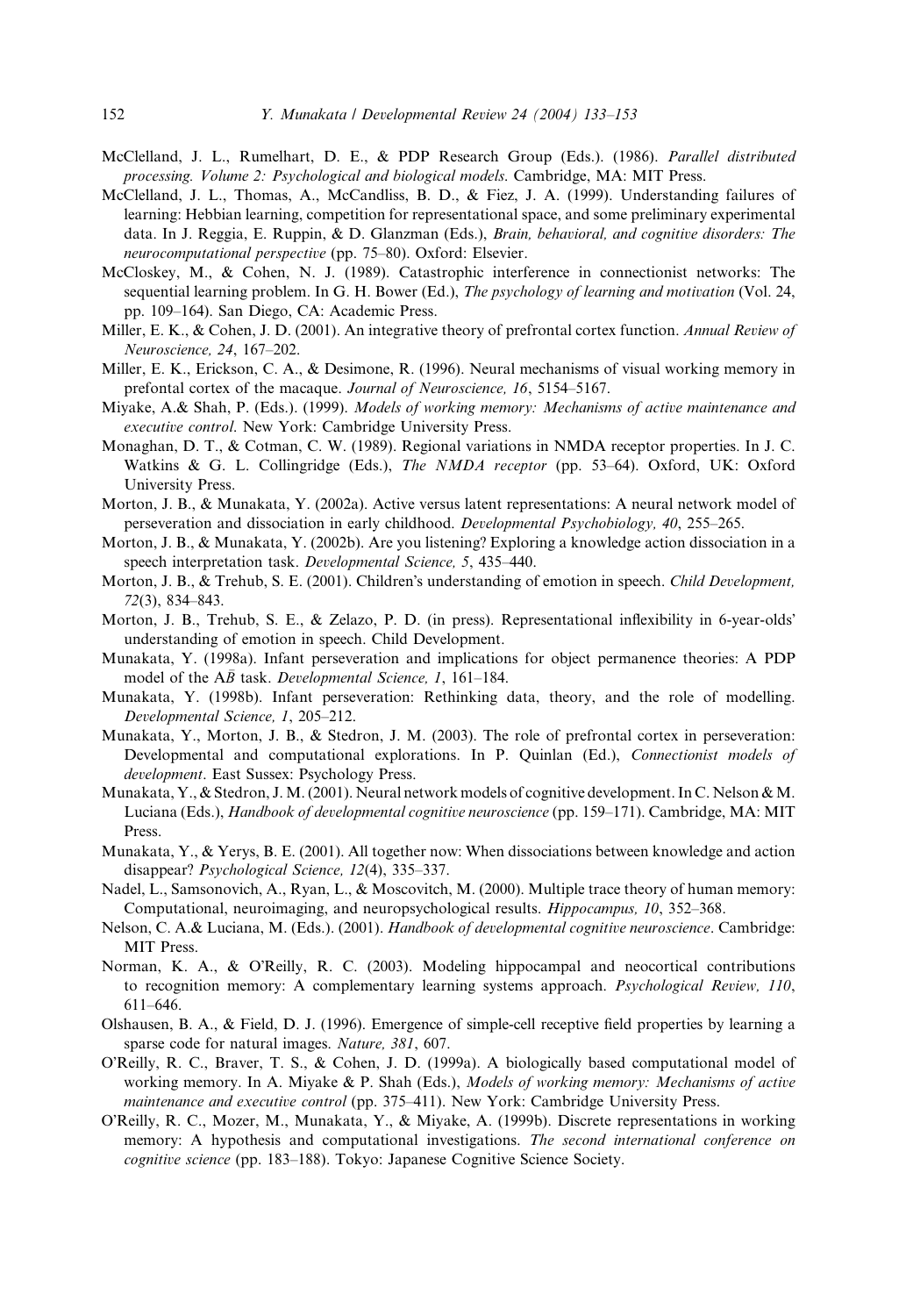McClelland, J. L., Rumelhart, D. E., & PDP Research Group (Eds.). (1986). *Parallel distributed processing. Volume 2: Psychological and biological models*. Cambridge, MA: MIT Press.

McClelland, J. L., Thomas, A., McCandliss, B. D., & Fiez, J. A. (1999). Understanding failures of learning: Hebbian learning, competition for representational space, and some preliminary experimental data. In J. Reggia, E. Ruppin, & D. Glanzman (Eds.), *Brain, behavioral, and cognitive disorders: The neurocomputational perspective* (pp. 75–80). Oxford: Elsevier.

McCloskey, M., & Cohen, N. J. (1989). Catastrophic interference in connectionist networks: The sequential learning problem. In G. H. Bower (Ed.), *The psychology of learning and motivation* (Vol. 24, pp. 109–164). San Diego, CA: Academic Press.

Miller, E. K., & Cohen, J. D. (2001). An integrative theory of prefrontal cortex function. *Annual Review of Neuroscience, 24*, 167–202.

Miller, E. K., Erickson, C. A., & Desimone, R. (1996). Neural mechanisms of visual working memory in prefontal cortex of the macaque. *Journal of Neuroscience, 16*, 5154–5167.

Miyake, A.& Shah, P. (Eds.). (1999). *Models of working memory: Mechanisms of active maintenance and executive control*. New York: Cambridge University Press.

Monaghan, D. T., & Cotman, C. W. (1989). Regional variations in NMDA receptor properties. In J. C. Watkins & G. L. Collingridge (Eds.), *The NMDA receptor* (pp. 53–64). Oxford, UK: Oxford University Press.

Morton, J. B., & Munakata, Y. (2002a). Active versus latent representations: A neural network model of perseveration and dissociation in early childhood. *Developmental Psychobiology, 40*, 255–265.

Morton, J. B., & Munakata, Y. (2002b). Are you listening? Exploring a knowledge action dissociation in a speech interpretation task. *Developmental Science, 5*, 435–440.

Morton, J. B., & Trehub, S. E. (2001). Children's understanding of emotion in speech. *Child Development, 72*(3), 834–843.

Morton, J. B., Trehub, S. E., & Zelazo, P. D. (in press). Representational inflexibility in 6-year-olds' understanding of emotion in speech. Child Development.

Munakata, Y. (1998a). Infant perseveration and implications for object permanence theories: A PDP model of the A$\bar{B}$ task. *Developmental Science, 1*, 161–184.

Munakata, Y. (1998b). Infant perseveration: Rethinking data, theory, and the role of modelling. *Developmental Science, 1*, 205–212.

Munakata, Y., Morton, J. B., & Stedron, J. M. (2003). The role of prefrontal cortex in perseveration: Developmental and computational explorations. In P. Quinlan (Ed.), *Connectionist models of development*. East Sussex: Psychology Press.

Munakata, Y., & Stedron, J. M. (2001). Neural network models of cognitive development. In C. Nelson & M. Luciana (Eds.), *Handbook of developmental cognitive neuroscience* (pp. 159–171). Cambridge, MA: MIT Press.

Munakata, Y., & Yerys, B. E. (2001). All together now: When dissociations between knowledge and action disappear? *Psychological Science, 12*(4), 335–337.

Nadel, L., Samsonovich, A., Ryan, L., & Moscovitch, M. (2000). Multiple trace theory of human memory: Computational, neuroimaging, and neuropsychological results. *Hippocampus, 10*, 352–368.

Nelson, C. A.& Luciana, M. (Eds.). (2001). *Handbook of developmental cognitive neuroscience*. Cambridge: MIT Press.

Norman, K. A., & O'Reilly, R. C. (2003). Modeling hippocampal and neocortical contributions to recognition memory: A complementary learning systems approach. *Psychological Review, 110*, 611–646.

Olshausen, B. A., & Field, D. J. (1996). Emergence of simple-cell receptive field properties by learning a sparse code for natural images. *Nature, 381*, 607.

O'Reilly, R. C., Braver, T. S., & Cohen, J. D. (1999a). A biologically based computational model of working memory. In A. Miyake & P. Shah (Eds.), *Models of working memory: Mechanisms of active maintenance and executive control* (pp. 375–411). New York: Cambridge University Press.

O'Reilly, R. C., Mozer, M., Munakata, Y., & Miyake, A. (1999b). Discrete representations in working memory: A hypothesis and computational investigations. *The second international conference on cognitive science* (pp. 183–188). Tokyo: Japanese Cognitive Science Society.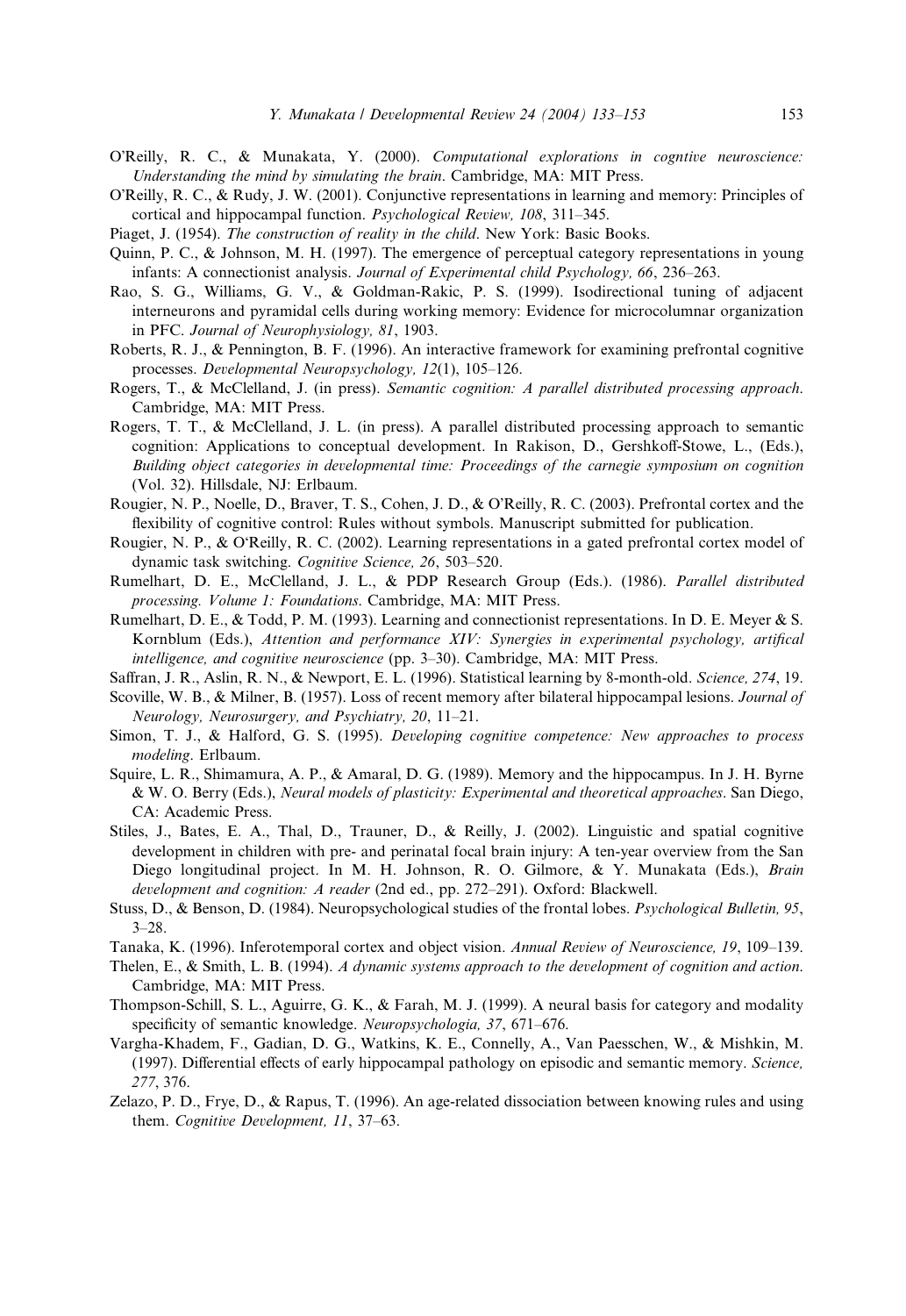O'Reilly, R. C., & Munakata, Y. (2000). *Computational explorations in cogntive neuroscience: Understanding the mind by simulating the brain*. Cambridge, MA: MIT Press.

O'Reilly, R. C., & Rudy, J. W. (2001). Conjunctive representations in learning and memory: Principles of cortical and hippocampal function. *Psychological Review, 108*, 311–345.

Piaget, J. (1954). *The construction of reality in the child*. New York: Basic Books.

Quinn, P. C., & Johnson, M. H. (1997). The emergence of perceptual category representations in young infants: A connectionist analysis. *Journal of Experimental child Psychology, 66*, 236–263.

Rao, S. G., Williams, G. V., & Goldman-Rakic, P. S. (1999). Isodirectional tuning of adjacent interneurons and pyramidal cells during working memory: Evidence for microcolumnar organization in PFC. *Journal of Neurophysiology, 81*, 1903.

Roberts, R. J., & Pennington, B. F. (1996). An interactive framework for examining prefrontal cognitive processes. *Developmental Neuropsychology, 12*(1), 105–126.

Rogers, T., & McClelland, J. (in press). *Semantic cognition: A parallel distributed processing approach*. Cambridge, MA: MIT Press.

Rogers, T. T., & McClelland, J. L. (in press). A parallel distributed processing approach to semantic cognition: Applications to conceptual development. In Rakison, D., Gershkoff-Stowe, L., (Eds.), *Building object categories in developmental time: Proceedings of the carnegie symposium on cognition* (Vol. 32). Hillsdale, NJ: Erlbaum.

Rougier, N. P., Noelle, D., Braver, T. S., Cohen, J. D., & O'Reilly, R. C. (2003). Prefrontal cortex and the flexibility of cognitive control: Rules without symbols. Manuscript submitted for publication.

Rougier, N. P., & O'Reilly, R. C. (2002). Learning representations in a gated prefrontal cortex model of dynamic task switching. *Cognitive Science, 26*, 503–520.

Rumelhart, D. E., McClelland, J. L., & PDP Research Group (Eds.). (1986). *Parallel distributed processing. Volume 1: Foundations*. Cambridge, MA: MIT Press.

Rumelhart, D. E., & Todd, P. M. (1993). Learning and connectionist representations. In D. E. Meyer & S. Kornblum (Eds.), *Attention and performance XIV: Synergies in experimental psychology, artifical intelligence, and cognitive neuroscience* (pp. 3–30). Cambridge, MA: MIT Press.

Saffran, J. R., Aslin, R. N., & Newport, E. L. (1996). Statistical learning by 8-month-old. *Science, 274*, 19.

Scoville, W. B., & Milner, B. (1957). Loss of recent memory after bilateral hippocampal lesions. *Journal of Neurology, Neurosurgery, and Psychiatry, 20*, 11–21.

Simon, T. J., & Halford, G. S. (1995). *Developing cognitive competence: New approaches to process modeling*. Erlbaum.

Squire, L. R., Shimamura, A. P., & Amaral, D. G. (1989). Memory and the hippocampus. In J. H. Byrne & W. O. Berry (Eds.), *Neural models of plasticity: Experimental and theoretical approaches*. San Diego, CA: Academic Press.

Stiles, J., Bates, E. A., Thal, D., Trauner, D., & Reilly, J. (2002). Linguistic and spatial cognitive development in children with pre- and perinatal focal brain injury: A ten-year overview from the San Diego longitudinal project. In M. H. Johnson, R. O. Gilmore, & Y. Munakata (Eds.), *Brain development and cognition: A reader* (2nd ed., pp. 272–291). Oxford: Blackwell.

Stuss, D., & Benson, D. (1984). Neuropsychological studies of the frontal lobes. *Psychological Bulletin, 95*, 3–28.

Tanaka, K. (1996). Inferotemporal cortex and object vision. *Annual Review of Neuroscience, 19*, 109–139.

Thelen, E., & Smith, L. B. (1994). *A dynamic systems approach to the development of cognition and action*. Cambridge, MA: MIT Press.

Thompson-Schill, S. L., Aguirre, G. K., & Farah, M. J. (1999). A neural basis for category and modality specificity of semantic knowledge. *Neuropsychologia, 37*, 671–676.

Vargha-Khadem, F., Gadian, D. G., Watkins, K. E., Connelly, A., Van Paesschen, W., & Mishkin, M. (1997). Differential effects of early hippocampal pathology on episodic and semantic memory. *Science, 277*, 376.

Zelazo, P. D., Frye, D., & Rapus, T. (1996). An age-related dissociation between knowing rules and using them. *Cognitive Development, 11*, 37–63.